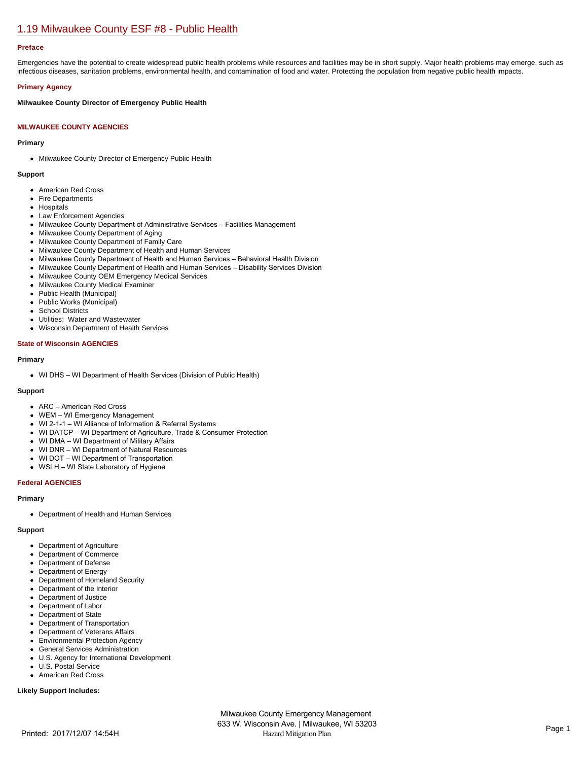# 1.19 Milwaukee County ESF #8 - Public Health

### Preface

Emergencies have the potential to create widespread public health problems while resources and facilities may be in short supply. Major health problems may emerge, such as infectious diseases, sanitation problems, environmental health, and contamination of food and water. Protecting the population from negative public health impacts.

### Primary Agency

**Milwaukee County Director of Emergency Public Health**

### MILWAUKEE COUNTY AGENCIES

**Primary**

- Milwaukee County Director of Emergency Public Health

**Support**

- American Red Cross
- Fire Departments
- Hospitals
- Law Enforcement Agencies
- Milwaukee County Department of Administrative Services – Facilities Management
- Milwaukee County Department of Aging
- Milwaukee County Department of Family Care
- Milwaukee County Department of Health and Human Services
- Milwaukee County Department of Health and Human Services – Behavioral Health Division
- Milwaukee County Department of Health and Human Services – Disability Services Division
- Milwaukee County OEM Emergency Medical Services
- Milwaukee County Medical Examiner
- Public Health (Municipal)
- Public Works (Municipal)
- School Districts
- Utilities: Water and Wastewater
- Wisconsin Department of Health Services

### State of Wisconsin AGENCIES

**Primary**

- WI DHS – WI Department of Health Services (Division of Public Health)

**Support**

- ARC – American Red Cross
- WEM – WI Emergency Management
- WI 2-1-1 – WI Alliance of Information & Referral Systems
- WI DATCP – WI Department of Agriculture, Trade & Consumer Protection
- WI DMA – WI Department of Military Affairs
- WI DNR – WI Department of Natural Resources
- WI DOT – WI Department of Transportation
- WSLH – WI State Laboratory of Hygiene

### Federal AGENCIES

**Primary**

- Department of Health and Human Services

**Support**

- Department of Agriculture
- Department of Commerce
- Department of Defense
- Department of Energy
- Department of Homeland Security
- Department of the Interior
- Department of Justice
- Department of Labor
- Department of State
- Department of Transportation
- Department of Veterans Affairs
- Environmental Protection Agency
- General Services Administration
- U.S. Agency for International Development
- U.S. Postal Service
- American Red Cross

**Likely Support Includes:**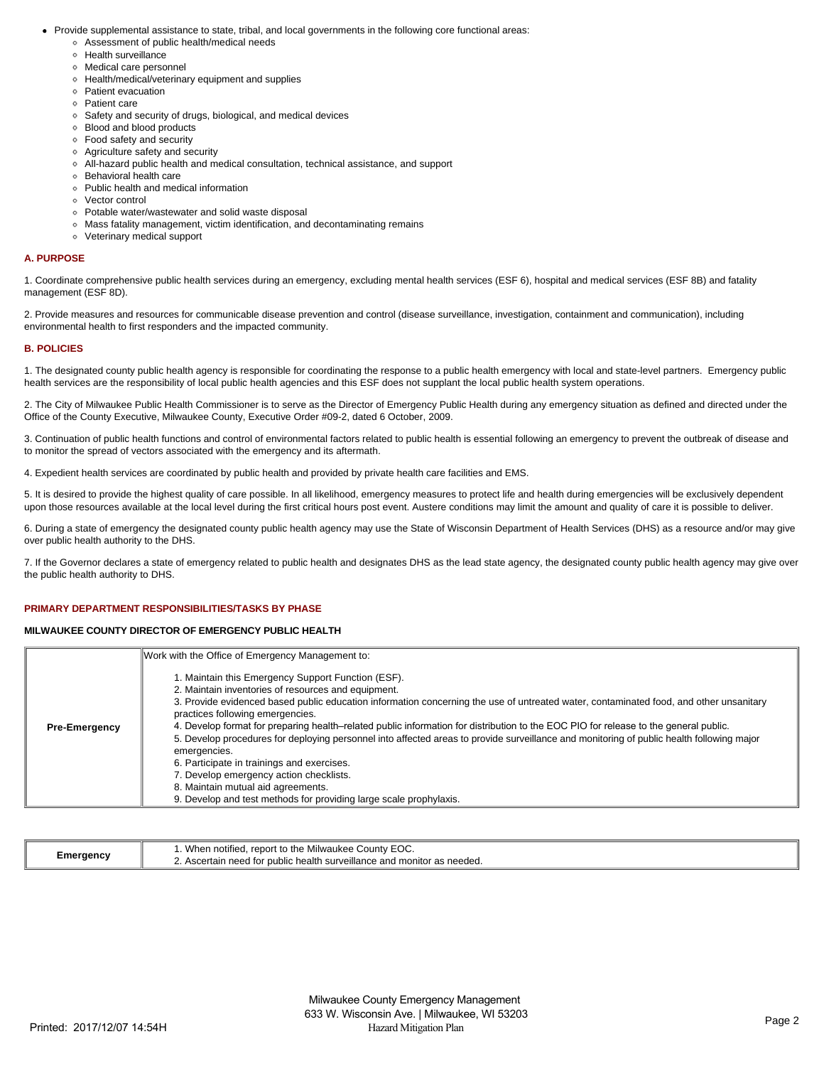- Provide supplemental assistance to state, tribal, and local governments in the following core functional areas:
  - Assessment of public health/medical needs
  - Health surveillance
  - Medical care personnel
  - Health/medical/veterinary equipment and supplies
  - Patient evacuation
  - Patient care
  - Safety and security of drugs, biological, and medical devices
  - Blood and blood products
  - Food safety and security
  - Agriculture safety and security
  - All-hazard public health and medical consultation, technical assistance, and support
  - Behavioral health care
  - Public health and medical information
  - Vector control
  - Potable water/wastewater and solid waste disposal
  - Mass fatality management, victim identification, and decontaminating remains
  - Veterinary medical support

### A. PURPOSE

1. Coordinate comprehensive public health services during an emergency, excluding mental health services (ESF 6), hospital and medical services (ESF 8B) and fatality management (ESF 8D).

2. Provide measures and resources for communicable disease prevention and control (disease surveillance, investigation, containment and communication), including environmental health to first responders and the impacted community.

### B. POLICIES

1. The designated county public health agency is responsible for coordinating the response to a public health emergency with local and state-level partners. Emergency public health services are the responsibility of local public health agencies and this ESF does not supplant the local public health system operations.

2. The City of Milwaukee Public Health Commissioner is to serve as the Director of Emergency Public Health during any emergency situation as defined and directed under the Office of the County Executive, Milwaukee County, Executive Order #09-2, dated 6 October, 2009.

3. Continuation of public health functions and control of environmental factors related to public health is essential following an emergency to prevent the outbreak of disease and to monitor the spread of vectors associated with the emergency and its aftermath.

4. Expedient health services are coordinated by public health and provided by private health care facilities and EMS.

5. It is desired to provide the highest quality of care possible. In all likelihood, emergency measures to protect life and health during emergencies will be exclusively dependent upon those resources available at the local level during the first critical hours post event. Austere conditions may limit the amount and quality of care it is possible to deliver.

6. During a state of emergency the designated county public health agency may use the State of Wisconsin Department of Health Services (DHS) as a resource and/or may give over public health authority to the DHS.

7. If the Governor declares a state of emergency related to public health and designates DHS as the lead state agency, the designated county public health agency may give over the public health authority to DHS.

### PRIMARY DEPARTMENT RESPONSIBILITIES/TASKS BY PHASE

#### MILWAUKEE COUNTY DIRECTOR OF EMERGENCY PUBLIC HEALTH

| | |
|---|---|
| **Pre-Emergency** | Work with the Office of Emergency Management to:<br><br>1. Maintain this Emergency Support Function (ESF).<br>2. Maintain inventories of resources and equipment.<br>3. Provide evidenced based public education information concerning the use of untreated water, contaminated food, and other unsanitary practices following emergencies.<br>4. Develop format for preparing health–related public information for distribution to the EOC PIO for release to the general public.<br>5. Develop procedures for deploying personnel into affected areas to provide surveillance and monitoring of public health following major emergencies.<br>6. Participate in trainings and exercises.<br>7. Develop emergency action checklists.<br>8. Maintain mutual aid agreements.<br>9. Develop and test methods for providing large scale prophylaxis. |

| | |
|---|---|
| **Emergency** | 1. When notified, report to the Milwaukee County EOC.<br>2. Ascertain need for public health surveillance and monitor as needed. |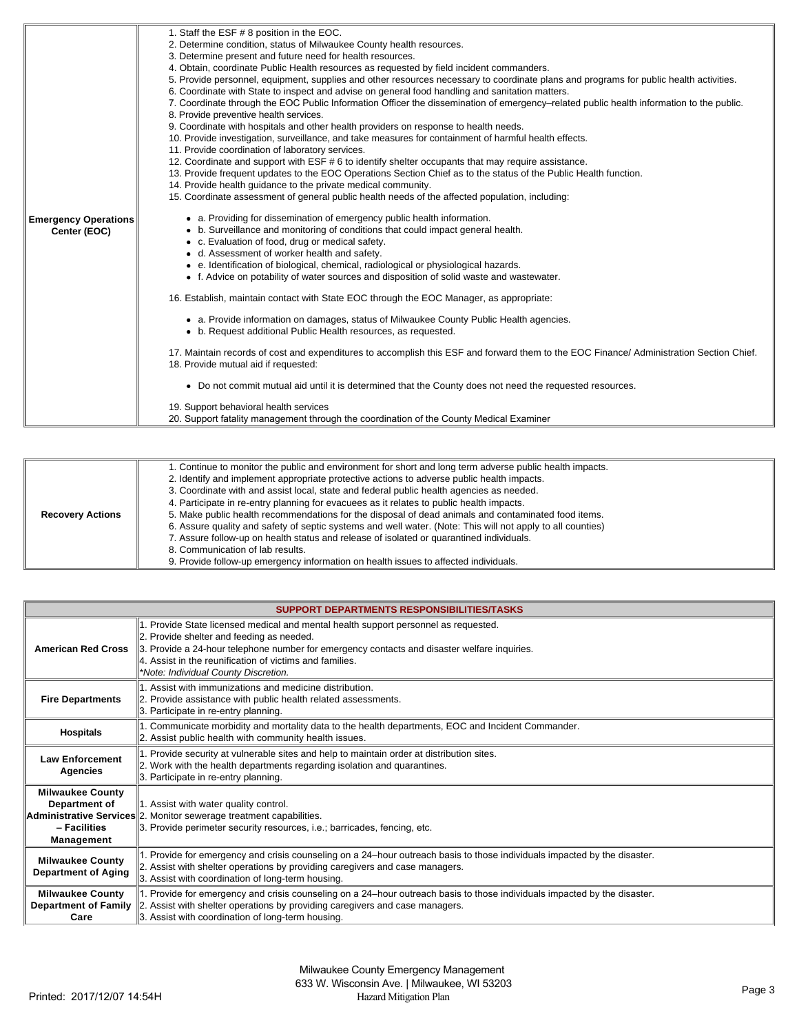| | |
|---|---|
| **Emergency Operations Center (EOC)** | 1. Staff the ESF # 8 position in the EOC.<br>2. Determine condition, status of Milwaukee County health resources.<br>3. Determine present and future need for health resources.<br>4. Obtain, coordinate Public Health resources as requested by field incident commanders.<br>5. Provide personnel, equipment, supplies and other resources necessary to coordinate plans and programs for public health activities.<br>6. Coordinate with State to inspect and advise on general food handling and sanitation matters.<br>7. Coordinate through the EOC Public Information Officer the dissemination of emergency–related public health information to the public.<br>8. Provide preventive health services.<br>9. Coordinate with hospitals and other health providers on response to health needs.<br>10. Provide investigation, surveillance, and take measures for containment of harmful health effects.<br>11. Provide coordination of laboratory services.<br>12. Coordinate and support with ESF # 6 to identify shelter occupants that may require assistance.<br>13. Provide frequent updates to the EOC Operations Section Chief as to the status of the Public Health function.<br>14. Provide health guidance to the private medical community.<br>15. Coordinate assessment of general public health needs of the affected population, including:<br>• a. Providing for dissemination of emergency public health information.<br>• b. Surveillance and monitoring of conditions that could impact general health.<br>• c. Evaluation of food, drug or medical safety.<br>• d. Assessment of worker health and safety.<br>• e. Identification of biological, chemical, radiological or physiological hazards.<br>• f. Advice on potability of water sources and disposition of solid waste and wastewater.<br>16. Establish, maintain contact with State EOC through the EOC Manager, as appropriate:<br>• a. Provide information on damages, status of Milwaukee County Public Health agencies.<br>• b. Request additional Public Health resources, as requested.<br>17. Maintain records of cost and expenditures to accomplish this ESF and forward them to the EOC Finance/ Administration Section Chief.<br>18. Provide mutual aid if requested:<br>• Do not commit mutual aid until it is determined that the County does not need the requested resources.<br>19. Support behavioral health services<br>20. Support fatality management through the coordination of the County Medical Examiner |

| | |
|---|---|
| **Recovery Actions** | 1. Continue to monitor the public and environment for short and long term adverse public health impacts.<br>2. Identify and implement appropriate protective actions to adverse public health impacts.<br>3. Coordinate with and assist local, state and federal public health agencies as needed.<br>4. Participate in re-entry planning for evacuees as it relates to public health impacts.<br>5. Make public health recommendations for the disposal of dead animals and contaminated food items.<br>6. Assure quality and safety of septic systems and well water. (Note: This will not apply to all counties)<br>7. Assure follow-up on health status and release of isolated or quarantined individuals.<br>8. Communication of lab results.<br>9. Provide follow-up emergency information on health issues to affected individuals. |

| SUPPORT DEPARTMENTS RESPONSIBILITIES/TASKS | |
|---|---|
| **American Red Cross** | 1. Provide State licensed medical and mental health support personnel as requested.<br>2. Provide shelter and feeding as needed.<br>3. Provide a 24-hour telephone number for emergency contacts and disaster welfare inquiries.<br>4. Assist in the reunification of victims and families.<br>*\*Note: Individual County Discretion.* |
| **Fire Departments** | 1. Assist with immunizations and medicine distribution.<br>2. Provide assistance with public health related assessments.<br>3. Participate in re-entry planning. |
| **Hospitals** | 1. Communicate morbidity and mortality data to the health departments, EOC and Incident Commander.<br>2. Assist public health with community health issues. |
| **Law Enforcement Agencies** | 1. Provide security at vulnerable sites and help to maintain order at distribution sites.<br>2. Work with the health departments regarding isolation and quarantines.<br>3. Participate in re-entry planning. |
| **Milwaukee County Department of Administrative Services – Facilities Management** | 1. Assist with water quality control.<br>2. Monitor sewerage treatment capabilities.<br>3. Provide perimeter security resources, i.e.; barricades, fencing, etc. |
| **Milwaukee County Department of Aging** | 1. Provide for emergency and crisis counseling on a 24–hour outreach basis to those individuals impacted by the disaster.<br>2. Assist with shelter operations by providing caregivers and case managers.<br>3. Assist with coordination of long-term housing. |
| **Milwaukee County Department of Family Care** | 1. Provide for emergency and crisis counseling on a 24–hour outreach basis to those individuals impacted by the disaster.<br>2. Assist with shelter operations by providing caregivers and case managers.<br>3. Assist with coordination of long-term housing. |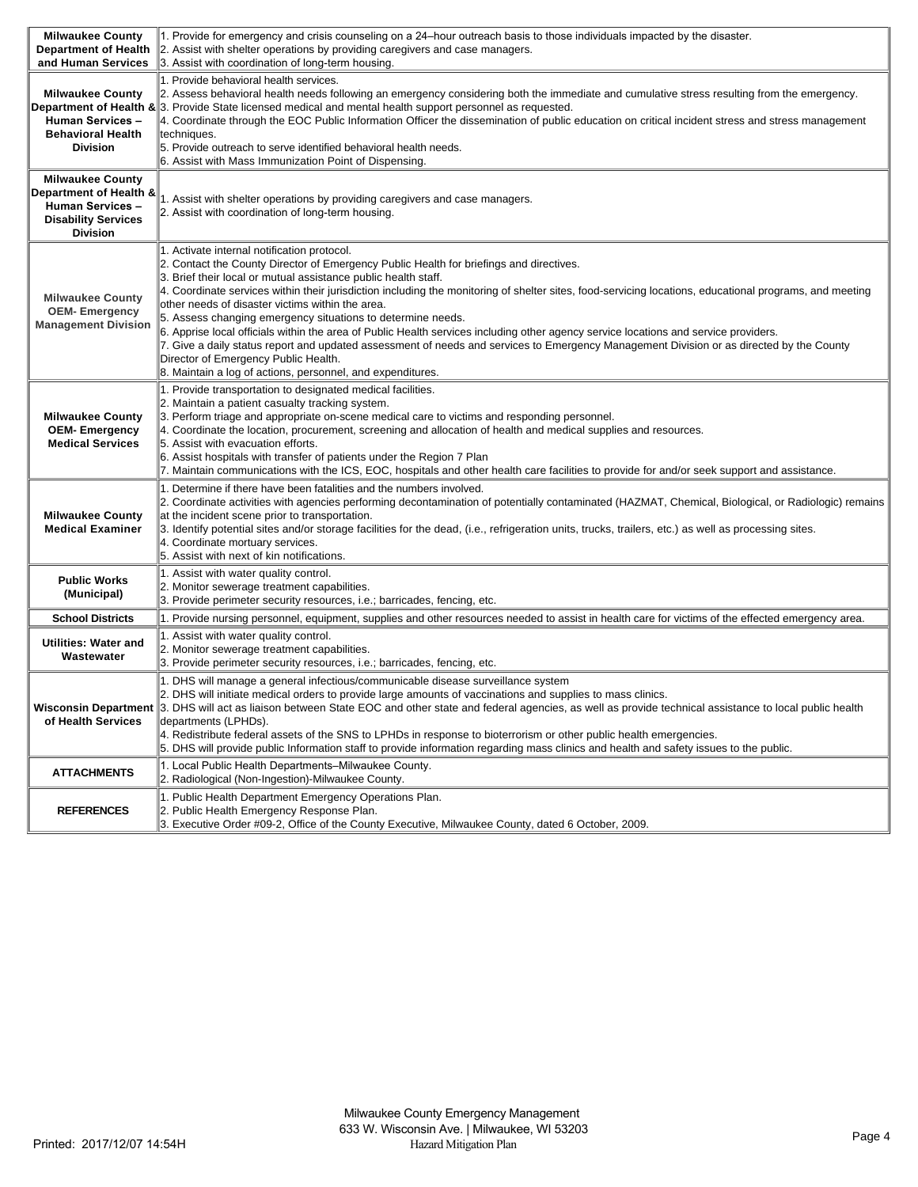| | |
|---|---|
| **Milwaukee County Department of Health and Human Services** | 1. Provide for emergency and crisis counseling on a 24–hour outreach basis to those individuals impacted by the disaster.<br>2. Assist with shelter operations by providing caregivers and case managers.<br>3. Assist with coordination of long-term housing. |
| **Milwaukee County Department of Health & Human Services – Behavioral Health Division** | 1. Provide behavioral health services.<br>2. Assess behavioral health needs following an emergency considering both the immediate and cumulative stress resulting from the emergency.<br>3. Provide State licensed medical and mental health support personnel as requested.<br>4. Coordinate through the EOC Public Information Officer the dissemination of public education on critical incident stress and stress management techniques.<br>5. Provide outreach to serve identified behavioral health needs.<br>6. Assist with Mass Immunization Point of Dispensing. |
| **Milwaukee County Department of Health & Human Services – Disability Services Division** | 1. Assist with shelter operations by providing caregivers and case managers.<br>2. Assist with coordination of long-term housing. |
| **Milwaukee County OEM- Emergency Management Division** | 1. Activate internal notification protocol.<br>2. Contact the County Director of Emergency Public Health for briefings and directives.<br>3. Brief their local or mutual assistance public health staff.<br>4. Coordinate services within their jurisdiction including the monitoring of shelter sites, food-servicing locations, educational programs, and meeting other needs of disaster victims within the area.<br>5. Assess changing emergency situations to determine needs.<br>6. Apprise local officials within the area of Public Health services including other agency service locations and service providers.<br>7. Give a daily status report and updated assessment of needs and services to Emergency Management Division or as directed by the County Director of Emergency Public Health.<br>8. Maintain a log of actions, personnel, and expenditures. |
| **Milwaukee County OEM- Emergency Medical Services** | 1. Provide transportation to designated medical facilities.<br>2. Maintain a patient casualty tracking system.<br>3. Perform triage and appropriate on-scene medical care to victims and responding personnel.<br>4. Coordinate the location, procurement, screening and allocation of health and medical supplies and resources.<br>5. Assist with evacuation efforts.<br>6. Assist hospitals with transfer of patients under the Region 7 Plan<br>7. Maintain communications with the ICS, EOC, hospitals and other health care facilities to provide for and/or seek support and assistance. |
| **Milwaukee County Medical Examiner** | 1. Determine if there have been fatalities and the numbers involved.<br>2. Coordinate activities with agencies performing decontamination of potentially contaminated (HAZMAT, Chemical, Biological, or Radiologic) remains at the incident scene prior to transportation.<br>3. Identify potential sites and/or storage facilities for the dead, (i.e., refrigeration units, trucks, trailers, etc.) as well as processing sites.<br>4. Coordinate mortuary services.<br>5. Assist with next of kin notifications. |
| **Public Works (Municipal)** | 1. Assist with water quality control.<br>2. Monitor sewerage treatment capabilities.<br>3. Provide perimeter security resources, i.e.; barricades, fencing, etc. |
| **School Districts** | 1. Provide nursing personnel, equipment, supplies and other resources needed to assist in health care for victims of the effected emergency area. |
| **Utilities: Water and Wastewater** | 1. Assist with water quality control.<br>2. Monitor sewerage treatment capabilities.<br>3. Provide perimeter security resources, i.e.; barricades, fencing, etc. |
| **Wisconsin Department of Health Services** | 1. DHS will manage a general infectious/communicable disease surveillance system<br>2. DHS will initiate medical orders to provide large amounts of vaccinations and supplies to mass clinics.<br>3. DHS will act as liaison between State EOC and other state and federal agencies, as well as provide technical assistance to local public health departments (LPHDs).<br>4. Redistribute federal assets of the SNS to LPHDs in response to bioterrorism or other public health emergencies.<br>5. DHS will provide public Information staff to provide information regarding mass clinics and health and safety issues to the public. |
| **ATTACHMENTS** | 1. Local Public Health Departments–Milwaukee County.<br>2. Radiological (Non-Ingestion)-Milwaukee County. |
| **REFERENCES** | 1. Public Health Department Emergency Operations Plan.<br>2. Public Health Emergency Response Plan.<br>3. Executive Order #09-2, Office of the County Executive, Milwaukee County, dated 6 October, 2009. |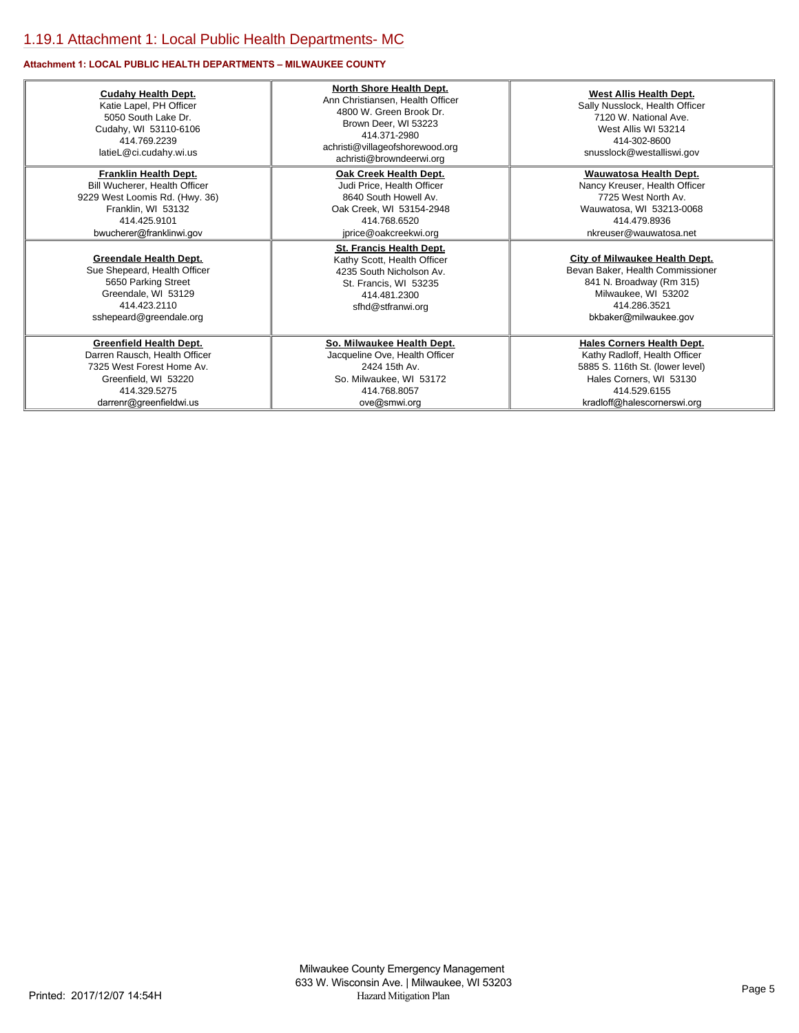# 1.19.1 Attachment 1: Local Public Health Departments- MC

**Attachment 1: LOCAL PUBLIC HEALTH DEPARTMENTS – MILWAUKEE COUNTY**

| | | |
|---|---|---|
| **Cudahy Health Dept.**<br>Katie Lapel, PH Officer<br>5050 South Lake Dr.<br>Cudahy, WI 53110-6106<br>414.769.2239<br>latieL@ci.cudahy.wi.us | **North Shore Health Dept.**<br>Ann Christiansen, Health Officer<br>4800 W. Green Brook Dr.<br>Brown Deer, WI 53223<br>414.371-2980<br>achristi@villageofshorewood.org<br>achristi@browndeerwi.org | **West Allis Health Dept.**<br>Sally Nusslock, Health Officer<br>7120 W. National Ave.<br>West Allis WI 53214<br>414-302-8600<br>snusslock@westalliswi.gov |
| **Franklin Health Dept.**<br>Bill Wucherer, Health Officer<br>9229 West Loomis Rd. (Hwy. 36)<br>Franklin, WI 53132<br>414.425.9101<br>bwucherer@franklinwi.gov | **Oak Creek Health Dept.**<br>Judi Price, Health Officer<br>8640 South Howell Av.<br>Oak Creek, WI 53154-2948<br>414.768.6520<br>jprice@oakcreekwi.org | **Wauwatosa Health Dept.**<br>Nancy Kreuser, Health Officer<br>7725 West North Av.<br>Wauwatosa, WI 53213-0068<br>414.479.8936<br>nkreuser@wauwatosa.net |
| **Greendale Health Dept.**<br>Sue Shepeard, Health Officer<br>5650 Parking Street<br>Greendale, WI 53129<br>414.423.2110<br>sshepeard@greendale.org | **St. Francis Health Dept.**<br>Kathy Scott, Health Officer<br>4235 South Nicholson Av.<br>St. Francis, WI 53235<br>414.481.2300<br>sfhd@stfranwi.org | **City of Milwaukee Health Dept.**<br>Bevan Baker, Health Commissioner<br>841 N. Broadway (Rm 315)<br>Milwaukee, WI 53202<br>414.286.3521<br>bkbaker@milwaukee.gov |
| **Greenfield Health Dept.**<br>Darren Rausch, Health Officer<br>7325 West Forest Home Av.<br>Greenfield, WI 53220<br>414.329.5275<br>darrenr@greenfieldwi.us | **So. Milwaukee Health Dept.**<br>Jacqueline Ove, Health Officer<br>2424 15th Av.<br>So. Milwaukee, WI 53172<br>414.768.8057<br>ove@smwi.org | **Hales Corners Health Dept.**<br>Kathy Radloff, Health Officer<br>5885 S. 116th St. (lower level)<br>Hales Corners, WI 53130<br>414.529.6155<br>kradloff@halescornerswi.org |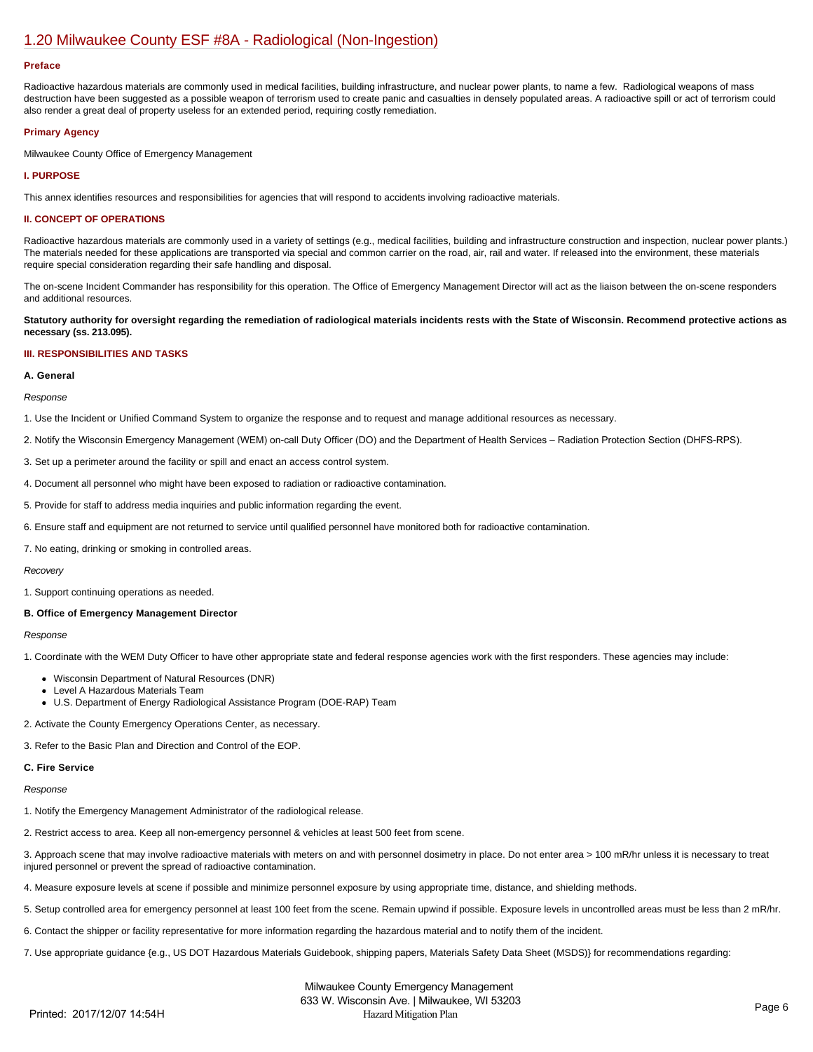# 1.20 Milwaukee County ESF #8A - Radiological (Non-Ingestion)

### Preface

Radioactive hazardous materials are commonly used in medical facilities, building infrastructure, and nuclear power plants, to name a few. Radiological weapons of mass destruction have been suggested as a possible weapon of terrorism used to create panic and casualties in densely populated areas. A radioactive spill or act of terrorism could also render a great deal of property useless for an extended period, requiring costly remediation.

### Primary Agency

Milwaukee County Office of Emergency Management

### I. PURPOSE

This annex identifies resources and responsibilities for agencies that will respond to accidents involving radioactive materials.

### II. CONCEPT OF OPERATIONS

Radioactive hazardous materials are commonly used in a variety of settings (e.g., medical facilities, building and infrastructure construction and inspection, nuclear power plants.) The materials needed for these applications are transported via special and common carrier on the road, air, rail and water. If released into the environment, these materials require special consideration regarding their safe handling and disposal.

The on-scene Incident Commander has responsibility for this operation. The Office of Emergency Management Director will act as the liaison between the on-scene responders and additional resources.

**Statutory authority for oversight regarding the remediation of radiological materials incidents rests with the State of Wisconsin. Recommend protective actions as necessary (ss. 213.095).**

### III. RESPONSIBILITIES AND TASKS

#### A. General

*Response*

1. Use the Incident or Unified Command System to organize the response and to request and manage additional resources as necessary.

2. Notify the Wisconsin Emergency Management (WEM) on-call Duty Officer (DO) and the Department of Health Services – Radiation Protection Section (DHFS-RPS).

3. Set up a perimeter around the facility or spill and enact an access control system.

4. Document all personnel who might have been exposed to radiation or radioactive contamination.

5. Provide for staff to address media inquiries and public information regarding the event.

6. Ensure staff and equipment are not returned to service until qualified personnel have monitored both for radioactive contamination.

7. No eating, drinking or smoking in controlled areas.

*Recovery*

1. Support continuing operations as needed.

#### B. Office of Emergency Management Director

*Response*

1. Coordinate with the WEM Duty Officer to have other appropriate state and federal response agencies work with the first responders. These agencies may include:

- Wisconsin Department of Natural Resources (DNR)
- Level A Hazardous Materials Team
- U.S. Department of Energy Radiological Assistance Program (DOE-RAP) Team

2. Activate the County Emergency Operations Center, as necessary.

3. Refer to the Basic Plan and Direction and Control of the EOP.

#### C. Fire Service

*Response*

1. Notify the Emergency Management Administrator of the radiological release.

2. Restrict access to area. Keep all non-emergency personnel & vehicles at least 500 feet from scene.

3. Approach scene that may involve radioactive materials with meters on and with personnel dosimetry in place. Do not enter area > 100 mR/hr unless it is necessary to treat injured personnel or prevent the spread of radioactive contamination.

4. Measure exposure levels at scene if possible and minimize personnel exposure by using appropriate time, distance, and shielding methods.

5. Setup controlled area for emergency personnel at least 100 feet from the scene. Remain upwind if possible. Exposure levels in uncontrolled areas must be less than 2 mR/hr.

6. Contact the shipper or facility representative for more information regarding the hazardous material and to notify them of the incident.

7. Use appropriate guidance {e.g., US DOT Hazardous Materials Guidebook, shipping papers, Materials Safety Data Sheet (MSDS)} for recommendations regarding: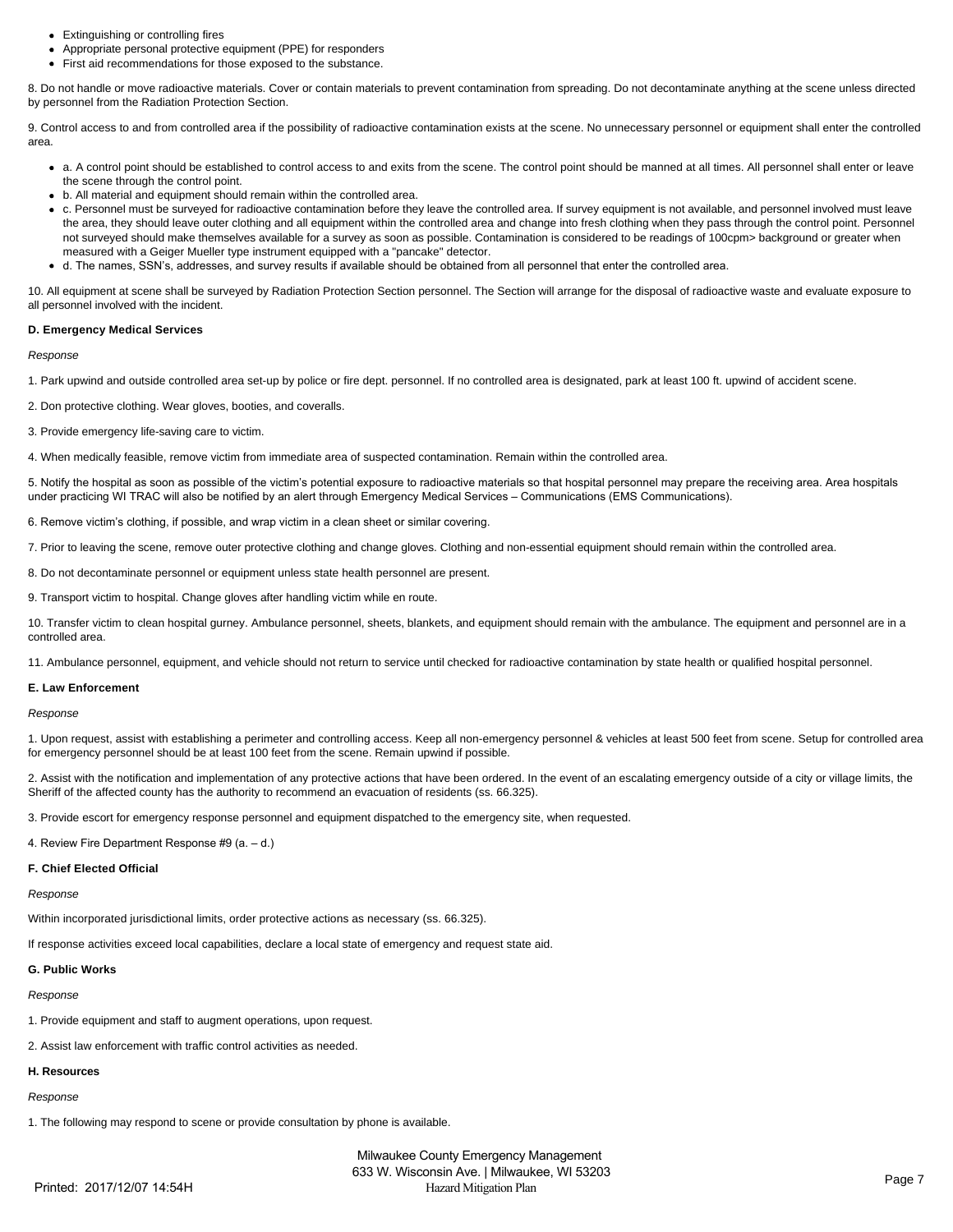- Extinguishing or controlling fires
- Appropriate personal protective equipment (PPE) for responders
- First aid recommendations for those exposed to the substance.

8. Do not handle or move radioactive materials. Cover or contain materials to prevent contamination from spreading. Do not decontaminate anything at the scene unless directed by personnel from the Radiation Protection Section.

9. Control access to and from controlled area if the possibility of radioactive contamination exists at the scene. No unnecessary personnel or equipment shall enter the controlled area.

- a. A control point should be established to control access to and exits from the scene. The control point should be manned at all times. All personnel shall enter or leave the scene through the control point.
- b. All material and equipment should remain within the controlled area.
- c. Personnel must be surveyed for radioactive contamination before they leave the controlled area. If survey equipment is not available, and personnel involved must leave the area, they should leave outer clothing and all equipment within the controlled area and change into fresh clothing when they pass through the control point. Personnel not surveyed should make themselves available for a survey as soon as possible. Contamination is considered to be readings of 100cpm> background or greater when measured with a Geiger Mueller type instrument equipped with a "pancake" detector.
- d. The names, SSN's, addresses, and survey results if available should be obtained from all personnel that enter the controlled area.

10. All equipment at scene shall be surveyed by Radiation Protection Section personnel. The Section will arrange for the disposal of radioactive waste and evaluate exposure to all personnel involved with the incident.

**D. Emergency Medical Services**

*Response*

1. Park upwind and outside controlled area set-up by police or fire dept. personnel. If no controlled area is designated, park at least 100 ft. upwind of accident scene.

2. Don protective clothing. Wear gloves, booties, and coveralls.

3. Provide emergency life-saving care to victim.

4. When medically feasible, remove victim from immediate area of suspected contamination. Remain within the controlled area.

5. Notify the hospital as soon as possible of the victim's potential exposure to radioactive materials so that hospital personnel may prepare the receiving area. Area hospitals under practicing WI TRAC will also be notified by an alert through Emergency Medical Services – Communications (EMS Communications).

6. Remove victim's clothing, if possible, and wrap victim in a clean sheet or similar covering.

7. Prior to leaving the scene, remove outer protective clothing and change gloves. Clothing and non-essential equipment should remain within the controlled area.

8. Do not decontaminate personnel or equipment unless state health personnel are present.

9. Transport victim to hospital. Change gloves after handling victim while en route.

10. Transfer victim to clean hospital gurney. Ambulance personnel, sheets, blankets, and equipment should remain with the ambulance. The equipment and personnel are in a controlled area.

11. Ambulance personnel, equipment, and vehicle should not return to service until checked for radioactive contamination by state health or qualified hospital personnel.

**E. Law Enforcement**

*Response*

1. Upon request, assist with establishing a perimeter and controlling access. Keep all non-emergency personnel & vehicles at least 500 feet from scene. Setup for controlled area for emergency personnel should be at least 100 feet from the scene. Remain upwind if possible.

2. Assist with the notification and implementation of any protective actions that have been ordered. In the event of an escalating emergency outside of a city or village limits, the Sheriff of the affected county has the authority to recommend an evacuation of residents (ss. 66.325).

3. Provide escort for emergency response personnel and equipment dispatched to the emergency site, when requested.

4. Review Fire Department Response #9 (a. – d.)

**F. Chief Elected Official**

*Response*

Within incorporated jurisdictional limits, order protective actions as necessary (ss. 66.325).

If response activities exceed local capabilities, declare a local state of emergency and request state aid.

**G. Public Works**

*Response*

1. Provide equipment and staff to augment operations, upon request.

2. Assist law enforcement with traffic control activities as needed.

**H. Resources**

*Response*

1. The following may respond to scene or provide consultation by phone is available.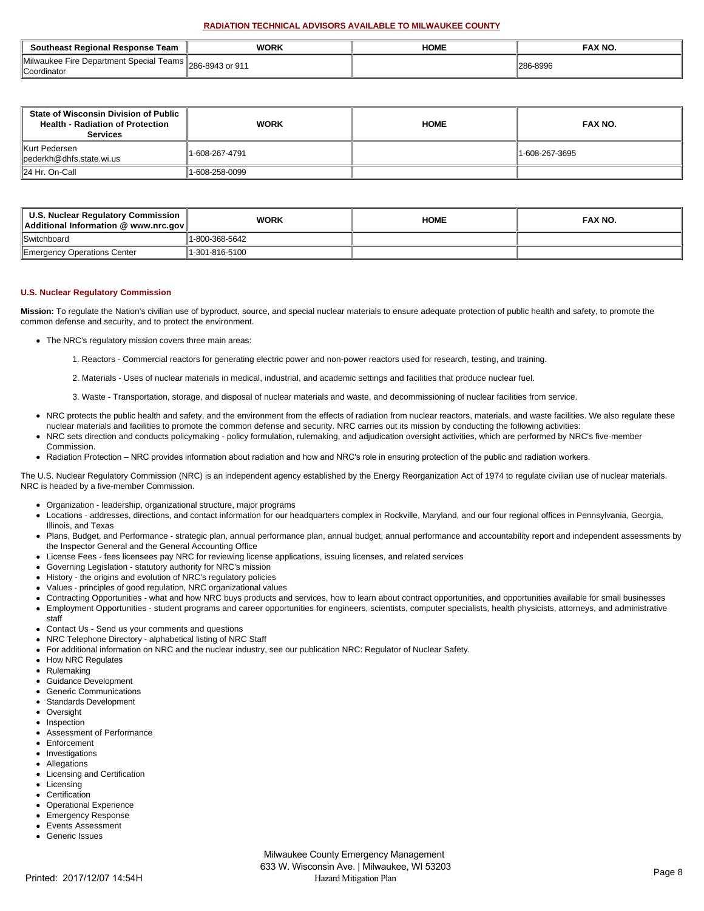## RADIATION TECHNICAL ADVISORS AVAILABLE TO MILWAUKEE COUNTY

| Southeast Regional Response Team | WORK | HOME | FAX NO. |
|---|---|---|---|
| Milwaukee Fire Department Special Teams Coordinator | 286-8943 or 911 | | 286-8996 |

| State of Wisconsin Division of Public Health - Radiation of Protection Services | WORK | HOME | FAX NO. |
|---|---|---|---|
| Kurt Pedersen pederkh@dhfs.state.wi.us | 1-608-267-4791 | | 1-608-267-3695 |
| 24 Hr. On-Call | 1-608-258-0099 | | |

| U.S. Nuclear Regulatory Commission Additional Information @ www.nrc.gov | WORK | HOME | FAX NO. |
|---|---|---|---|
| Switchboard | 1-800-368-5642 | | |
| Emergency Operations Center | 1-301-816-5100 | | |

### U.S. Nuclear Regulatory Commission

**Mission:** To regulate the Nation's civilian use of byproduct, source, and special nuclear materials to ensure adequate protection of public health and safety, to promote the common defense and security, and to protect the environment.

- The NRC's regulatory mission covers three main areas:
  1. Reactors - Commercial reactors for generating electric power and non-power reactors used for research, testing, and training.
  2. Materials - Uses of nuclear materials in medical, industrial, and academic settings and facilities that produce nuclear fuel.
  3. Waste - Transportation, storage, and disposal of nuclear materials and waste, and decommissioning of nuclear facilities from service.
- NRC protects the public health and safety, and the environment from the effects of radiation from nuclear reactors, materials, and waste facilities. We also regulate these nuclear materials and facilities to promote the common defense and security. NRC carries out its mission by conducting the following activities:
- NRC sets direction and conducts policymaking - policy formulation, rulemaking, and adjudication oversight activities, which are performed by NRC's five-member Commission.
- Radiation Protection – NRC provides information about radiation and how and NRC's role in ensuring protection of the public and radiation workers.

The U.S. Nuclear Regulatory Commission (NRC) is an independent agency established by the Energy Reorganization Act of 1974 to regulate civilian use of nuclear materials. NRC is headed by a five-member Commission.

- Organization - leadership, organizational structure, major programs
- Locations - addresses, directions, and contact information for our headquarters complex in Rockville, Maryland, and our four regional offices in Pennsylvania, Georgia, Illinois, and Texas
- Plans, Budget, and Performance - strategic plan, annual performance plan, annual budget, annual performance and accountability report and independent assessments by the Inspector General and the General Accounting Office
- License Fees - fees licensees pay NRC for reviewing license applications, issuing licenses, and related services
- Governing Legislation - statutory authority for NRC's mission
- History - the origins and evolution of NRC's regulatory policies
- Values - principles of good regulation, NRC organizational values
- Contracting Opportunities - what and how NRC buys products and services, how to learn about contract opportunities, and opportunities available for small businesses
- Employment Opportunities - student programs and career opportunities for engineers, scientists, computer specialists, health physicists, attorneys, and administrative staff
- Contact Us - Send us your comments and questions
- NRC Telephone Directory - alphabetical listing of NRC Staff
- For additional information on NRC and the nuclear industry, see our publication NRC: Regulator of Nuclear Safety.
- How NRC Regulates
- Rulemaking
- Guidance Development
- Generic Communications
- Standards Development
- Oversight
- Inspection
- Assessment of Performance
- Enforcement
- Investigations
- Allegations
- Licensing and Certification
- Licensing
- Certification
- Operational Experience
- Emergency Response
- Events Assessment
- Generic Issues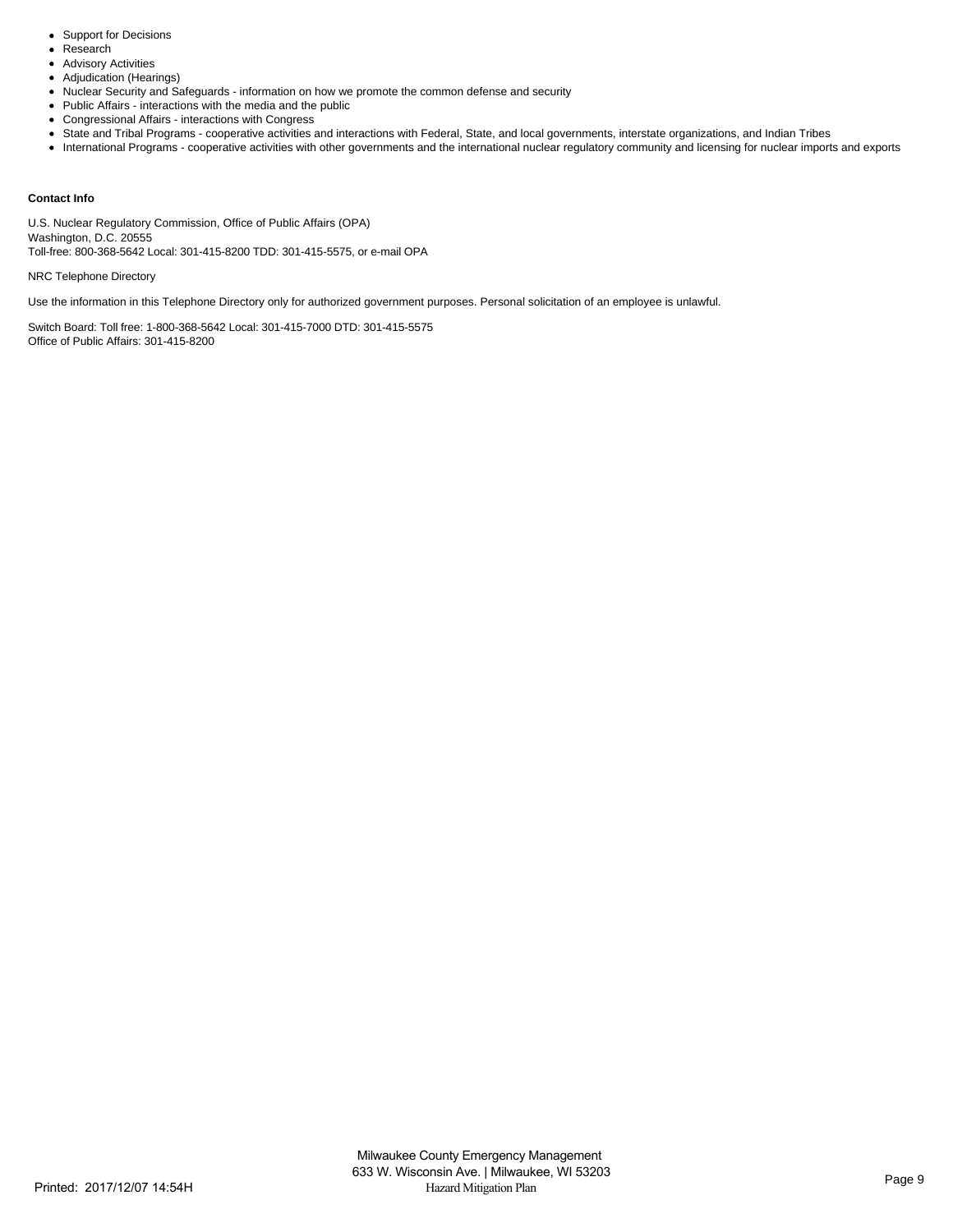- Support for Decisions
- Research
- Advisory Activities
- Adjudication (Hearings)
- Nuclear Security and Safeguards - information on how we promote the common defense and security
- Public Affairs - interactions with the media and the public
- Congressional Affairs - interactions with Congress
- State and Tribal Programs - cooperative activities and interactions with Federal, State, and local governments, interstate organizations, and Indian Tribes
- International Programs - cooperative activities with other governments and the international nuclear regulatory community and licensing for nuclear imports and exports

**Contact Info**

U.S. Nuclear Regulatory Commission, Office of Public Affairs (OPA)
Washington, D.C. 20555
Toll-free: 800-368-5642 Local: 301-415-8200 TDD: 301-415-5575, or e-mail OPA

NRC Telephone Directory

Use the information in this Telephone Directory only for authorized government purposes. Personal solicitation of an employee is unlawful.

Switch Board: Toll free: 1-800-368-5642 Local: 301-415-7000 DTD: 301-415-5575
Office of Public Affairs: 301-415-8200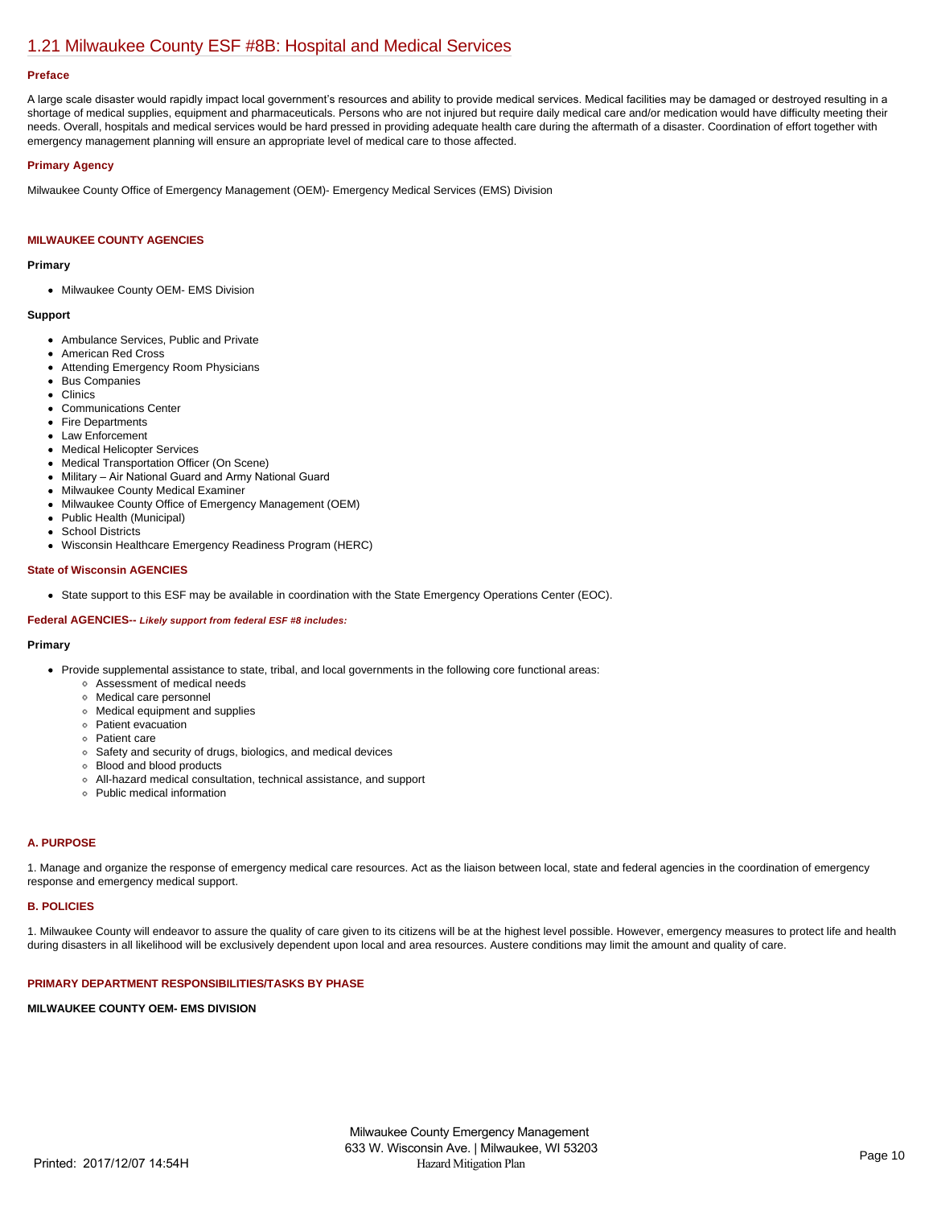## 1.21 Milwaukee County ESF #8B: Hospital and Medical Services

### Preface

A large scale disaster would rapidly impact local government's resources and ability to provide medical services. Medical facilities may be damaged or destroyed resulting in a shortage of medical supplies, equipment and pharmaceuticals. Persons who are not injured but require daily medical care and/or medication would have difficulty meeting their needs. Overall, hospitals and medical services would be hard pressed in providing adequate health care during the aftermath of a disaster. Coordination of effort together with emergency management planning will ensure an appropriate level of medical care to those affected.

### Primary Agency

Milwaukee County Office of Emergency Management (OEM)- Emergency Medical Services (EMS) Division

### MILWAUKEE COUNTY AGENCIES

**Primary**

- Milwaukee County OEM- EMS Division

**Support**

- Ambulance Services, Public and Private
- American Red Cross
- Attending Emergency Room Physicians
- Bus Companies
- Clinics
- Communications Center
- Fire Departments
- Law Enforcement
- Medical Helicopter Services
- Medical Transportation Officer (On Scene)
- Military – Air National Guard and Army National Guard
- Milwaukee County Medical Examiner
- Milwaukee County Office of Emergency Management (OEM)
- Public Health (Municipal)
- School Districts
- Wisconsin Healthcare Emergency Readiness Program (HERC)

### State of Wisconsin AGENCIES

- State support to this ESF may be available in coordination with the State Emergency Operations Center (EOC).

### Federal AGENCIES-- *Likely support from federal ESF #8 includes:*

**Primary**

- Provide supplemental assistance to state, tribal, and local governments in the following core functional areas:
  - Assessment of medical needs
  - Medical care personnel
  - Medical equipment and supplies
  - Patient evacuation
  - Patient care
  - Safety and security of drugs, biologics, and medical devices
  - Blood and blood products
  - All-hazard medical consultation, technical assistance, and support
  - Public medical information

### A. PURPOSE

1. Manage and organize the response of emergency medical care resources. Act as the liaison between local, state and federal agencies in the coordination of emergency response and emergency medical support.

### B. POLICIES

1. Milwaukee County will endeavor to assure the quality of care given to its citizens will be at the highest level possible. However, emergency measures to protect life and health during disasters in all likelihood will be exclusively dependent upon local and area resources. Austere conditions may limit the amount and quality of care.

### PRIMARY DEPARTMENT RESPONSIBILITIES/TASKS BY PHASE

**MILWAUKEE COUNTY OEM- EMS DIVISION**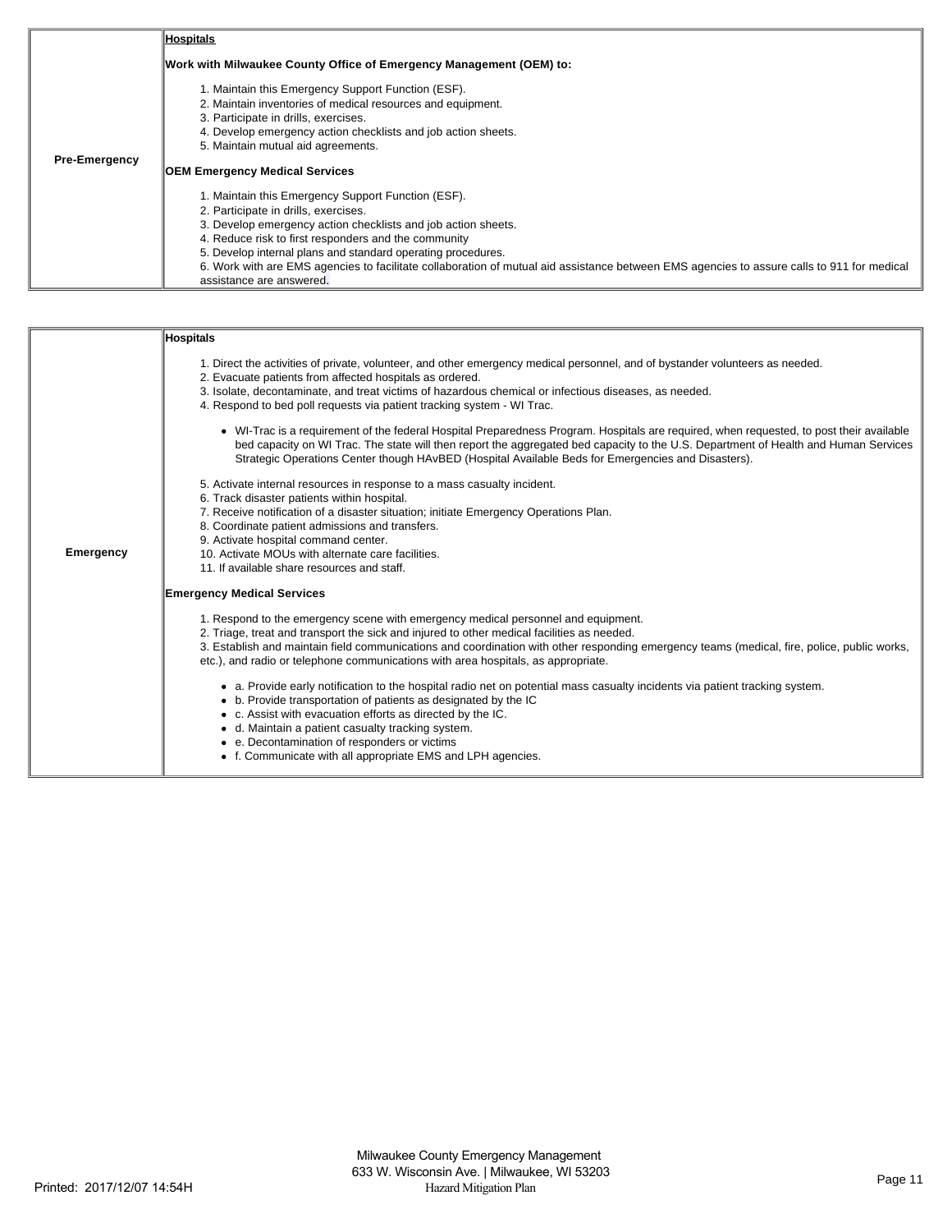| | |
|---|---|
| **Pre-Emergency** | **Hospitals**<br><br>**Work with Milwaukee County Office of Emergency Management (OEM) to:**<br><br>1. Maintain this Emergency Support Function (ESF).<br>2. Maintain inventories of medical resources and equipment.<br>3. Participate in drills, exercises.<br>4. Develop emergency action checklists and job action sheets.<br>5. Maintain mutual aid agreements.<br><br>**OEM Emergency Medical Services**<br><br>1. Maintain this Emergency Support Function (ESF).<br>2. Participate in drills, exercises.<br>3. Develop emergency action checklists and job action sheets.<br>4. Reduce risk to first responders and the community<br>5. Develop internal plans and standard operating procedures.<br>6. Work with are EMS agencies to facilitate collaboration of mutual aid assistance between EMS agencies to assure calls to 911 for medical assistance are answered. |

| | |
|---|---|
| **Emergency** | **Hospitals**<br><br>1. Direct the activities of private, volunteer, and other emergency medical personnel, and of bystander volunteers as needed.<br>2. Evacuate patients from affected hospitals as ordered.<br>3. Isolate, decontaminate, and treat victims of hazardous chemical or infectious diseases, as needed.<br>4. Respond to bed poll requests via patient tracking system - WI Trac.<br><br>• WI-Trac is a requirement of the federal Hospital Preparedness Program. Hospitals are required, when requested, to post their available bed capacity on WI Trac. The state will then report the aggregated bed capacity to the U.S. Department of Health and Human Services Strategic Operations Center though HAvBED (Hospital Available Beds for Emergencies and Disasters).<br><br>5. Activate internal resources in response to a mass casualty incident.<br>6. Track disaster patients within hospital.<br>7. Receive notification of a disaster situation; initiate Emergency Operations Plan.<br>8. Coordinate patient admissions and transfers.<br>9. Activate hospital command center.<br>10. Activate MOUs with alternate care facilities.<br>11. If available share resources and staff.<br><br>**Emergency Medical Services**<br><br>1. Respond to the emergency scene with emergency medical personnel and equipment.<br>2. Triage, treat and transport the sick and injured to other medical facilities as needed.<br>3. Establish and maintain field communications and coordination with other responding emergency teams (medical, fire, police, public works, etc.), and radio or telephone communications with area hospitals, as appropriate.<br><br>• a. Provide early notification to the hospital radio net on potential mass casualty incidents via patient tracking system.<br>• b. Provide transportation of patients as designated by the IC<br>• c. Assist with evacuation efforts as directed by the IC.<br>• d. Maintain a patient casualty tracking system.<br>• e. Decontamination of responders or victims<br>• f. Communicate with all appropriate EMS and LPH agencies. |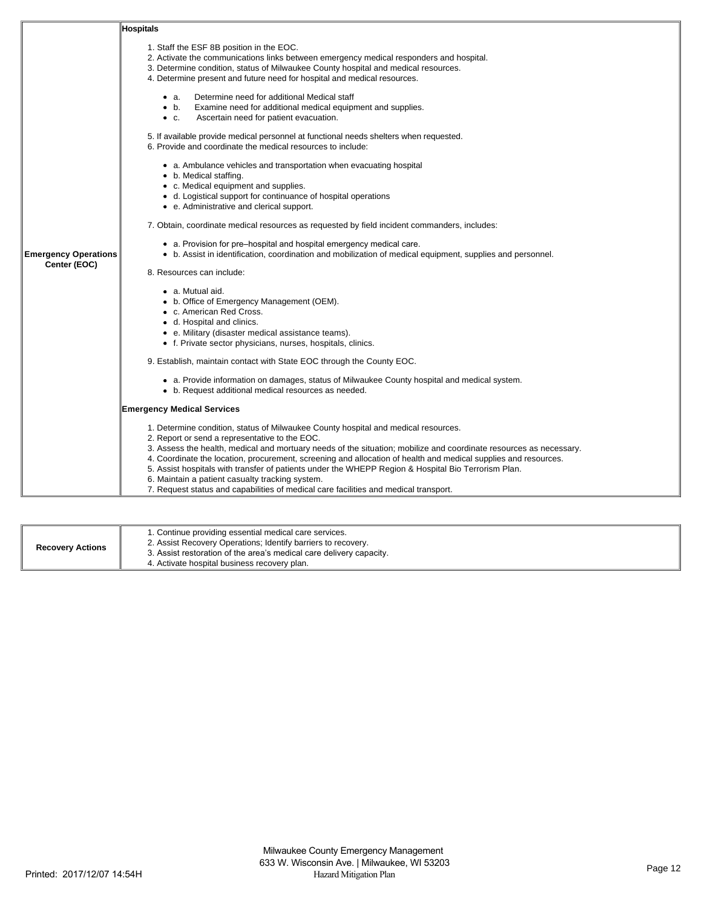| | |
|---|---|
| **Emergency Operations Center (EOC)** | **Hospitals**<br><br>1. Staff the ESF 8B position in the EOC.<br>2. Activate the communications links between emergency medical responders and hospital.<br>3. Determine condition, status of Milwaukee County hospital and medical resources.<br>4. Determine present and future need for hospital and medical resources.<br>• a. Determine need for additional Medical staff<br>• b. Examine need for additional medical equipment and supplies.<br>• c. Ascertain need for patient evacuation.<br>5. If available provide medical personnel at functional needs shelters when requested.<br>6. Provide and coordinate the medical resources to include:<br>• a. Ambulance vehicles and transportation when evacuating hospital<br>• b. Medical staffing.<br>• c. Medical equipment and supplies.<br>• d. Logistical support for continuance of hospital operations<br>• e. Administrative and clerical support.<br>7. Obtain, coordinate medical resources as requested by field incident commanders, includes:<br>• a. Provision for pre–hospital and hospital emergency medical care.<br>• b. Assist in identification, coordination and mobilization of medical equipment, supplies and personnel.<br>8. Resources can include:<br>• a. Mutual aid.<br>• b. Office of Emergency Management (OEM).<br>• c. American Red Cross.<br>• d. Hospital and clinics.<br>• e. Military (disaster medical assistance teams).<br>• f. Private sector physicians, nurses, hospitals, clinics.<br>9. Establish, maintain contact with State EOC through the County EOC.<br>• a. Provide information on damages, status of Milwaukee County hospital and medical system.<br>• b. Request additional medical resources as needed.<br><br>**Emergency Medical Services**<br><br>1. Determine condition, status of Milwaukee County hospital and medical resources.<br>2. Report or send a representative to the EOC.<br>3. Assess the health, medical and mortuary needs of the situation; mobilize and coordinate resources as necessary.<br>4. Coordinate the location, procurement, screening and allocation of health and medical supplies and resources.<br>5. Assist hospitals with transfer of patients under the WHEPP Region & Hospital Bio Terrorism Plan.<br>6. Maintain a patient casualty tracking system.<br>7. Request status and capabilities of medical care facilities and medical transport. |

| | |
|---|---|
| **Recovery Actions** | 1. Continue providing essential medical care services.<br>2. Assist Recovery Operations; Identify barriers to recovery.<br>3. Assist restoration of the area's medical care delivery capacity.<br>4. Activate hospital business recovery plan. |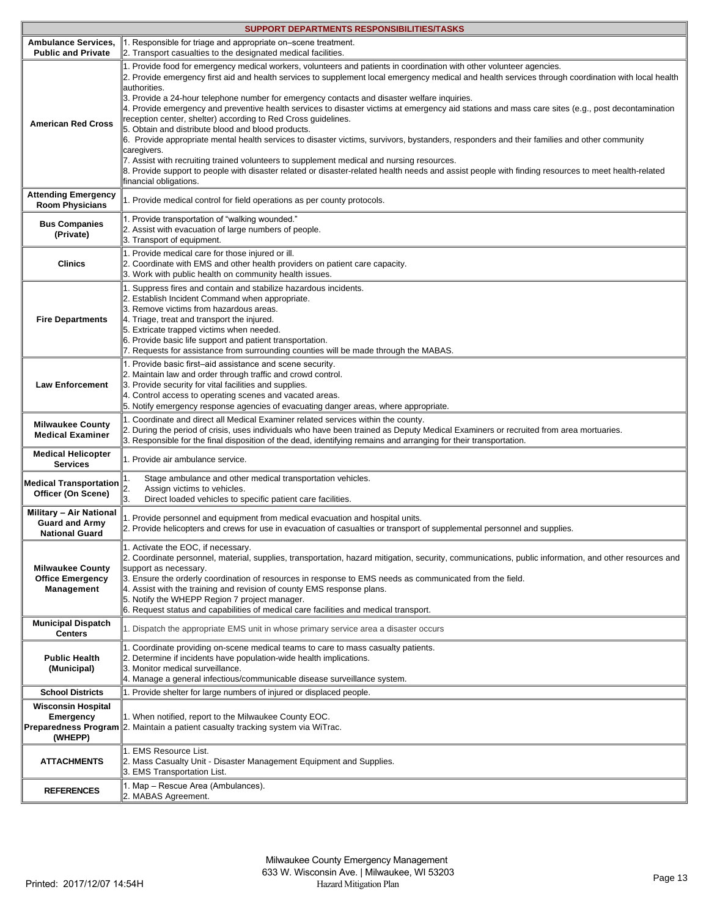| SUPPORT DEPARTMENTS RESPONSIBILITIES/TASKS | |
|---|---|
| **Ambulance Services, Public and Private** | 1. Responsible for triage and appropriate on–scene treatment.<br>2. Transport casualties to the designated medical facilities. |
| **American Red Cross** | 1. Provide food for emergency medical workers, volunteers and patients in coordination with other volunteer agencies.<br>2. Provide emergency first aid and health services to supplement local emergency medical and health services through coordination with local health authorities.<br>3. Provide a 24-hour telephone number for emergency contacts and disaster welfare inquiries.<br>4. Provide emergency and preventive health services to disaster victims at emergency aid stations and mass care sites (e.g., post decontamination reception center, shelter) according to Red Cross guidelines.<br>5. Obtain and distribute blood and blood products.<br>6. Provide appropriate mental health services to disaster victims, survivors, bystanders, responders and their families and other community caregivers.<br>7. Assist with recruiting trained volunteers to supplement medical and nursing resources.<br>8. Provide support to people with disaster related or disaster-related health needs and assist people with finding resources to meet health-related financial obligations. |
| **Attending Emergency Room Physicians** | 1. Provide medical control for field operations as per county protocols. |
| **Bus Companies (Private)** | 1. Provide transportation of "walking wounded."<br>2. Assist with evacuation of large numbers of people.<br>3. Transport of equipment. |
| **Clinics** | 1. Provide medical care for those injured or ill.<br>2. Coordinate with EMS and other health providers on patient care capacity.<br>3. Work with public health on community health issues. |
| **Fire Departments** | 1. Suppress fires and contain and stabilize hazardous incidents.<br>2. Establish Incident Command when appropriate.<br>3. Remove victims from hazardous areas.<br>4. Triage, treat and transport the injured.<br>5. Extricate trapped victims when needed.<br>6. Provide basic life support and patient transportation.<br>7. Requests for assistance from surrounding counties will be made through the MABAS. |
| **Law Enforcement** | 1. Provide basic first–aid assistance and scene security.<br>2. Maintain law and order through traffic and crowd control.<br>3. Provide security for vital facilities and supplies.<br>4. Control access to operating scenes and vacated areas.<br>5. Notify emergency response agencies of evacuating danger areas, where appropriate. |
| **Milwaukee County Medical Examiner** | 1. Coordinate and direct all Medical Examiner related services within the county.<br>2. During the period of crisis, uses individuals who have been trained as Deputy Medical Examiners or recruited from area mortuaries.<br>3. Responsible for the final disposition of the dead, identifying remains and arranging for their transportation. |
| **Medical Helicopter Services** | 1. Provide air ambulance service. |
| **Medical Transportation Officer (On Scene)** | 1. Stage ambulance and other medical transportation vehicles.<br>2. Assign victims to vehicles.<br>3. Direct loaded vehicles to specific patient care facilities. |
| **Military – Air National Guard and Army National Guard** | 1. Provide personnel and equipment from medical evacuation and hospital units.<br>2. Provide helicopters and crews for use in evacuation of casualties or transport of supplemental personnel and supplies. |
| **Milwaukee County Office Emergency Management** | 1. Activate the EOC, if necessary.<br>2. Coordinate personnel, material, supplies, transportation, hazard mitigation, security, communications, public information, and other resources and support as necessary.<br>3. Ensure the orderly coordination of resources in response to EMS needs as communicated from the field.<br>4. Assist with the training and revision of county EMS response plans.<br>5. Notify the WHEPP Region 7 project manager.<br>6. Request status and capabilities of medical care facilities and medical transport. |
| **Municipal Dispatch Centers** | 1. Dispatch the appropriate EMS unit in whose primary service area a disaster occurs |
| **Public Health (Municipal)** | 1. Coordinate providing on-scene medical teams to care to mass casualty patients.<br>2. Determine if incidents have population-wide health implications.<br>3. Monitor medical surveillance.<br>4. Manage a general infectious/communicable disease surveillance system. |
| **School Districts** | 1. Provide shelter for large numbers of injured or displaced people. |
| **Wisconsin Hospital Emergency Preparedness Program (WHEPP)** | 1. When notified, report to the Milwaukee County EOC.<br>2. Maintain a patient casualty tracking system via WiTrac. |
| **ATTACHMENTS** | 1. EMS Resource List.<br>2. Mass Casualty Unit - Disaster Management Equipment and Supplies.<br>3. EMS Transportation List. |
| **REFERENCES** | 1. Map – Rescue Area (Ambulances).<br>2. MABAS Agreement. |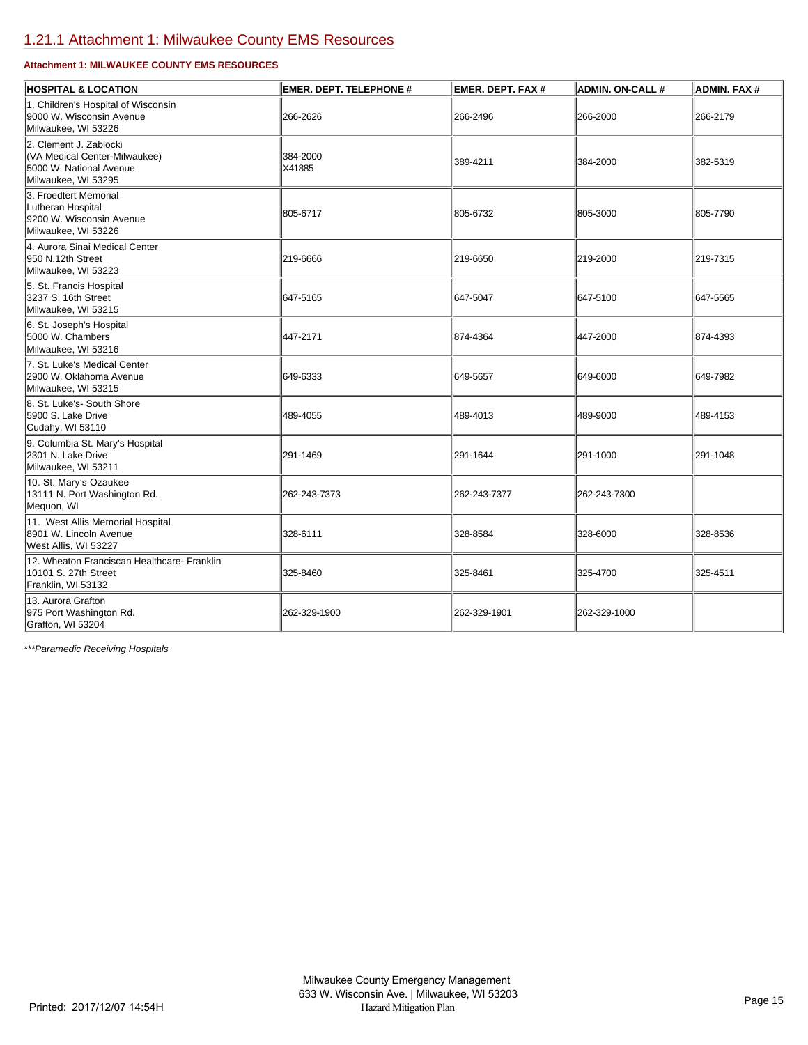## 1.21.1 Attachment 1: Milwaukee County EMS Resources

**Attachment 1: MILWAUKEE COUNTY EMS RESOURCES**

| HOSPITAL & LOCATION | EMER. DEPT. TELEPHONE # | EMER. DEPT. FAX # | ADMIN. ON-CALL # | ADMIN. FAX # |
|---|---|---|---|---|
| 1. Children's Hospital of Wisconsin<br>9000 W. Wisconsin Avenue<br>Milwaukee, WI 53226 | 266-2626 | 266-2496 | 266-2000 | 266-2179 |
| 2. Clement J. Zablocki<br>(VA Medical Center-Milwaukee)<br>5000 W. National Avenue<br>Milwaukee, WI 53295 | 384-2000<br>X41885 | 389-4211 | 384-2000 | 382-5319 |
| 3. Froedtert Memorial<br>Lutheran Hospital<br>9200 W. Wisconsin Avenue<br>Milwaukee, WI 53226 | 805-6717 | 805-6732 | 805-3000 | 805-7790 |
| 4. Aurora Sinai Medical Center<br>950 N.12th Street<br>Milwaukee, WI 53223 | 219-6666 | 219-6650 | 219-2000 | 219-7315 |
| 5. St. Francis Hospital<br>3237 S. 16th Street<br>Milwaukee, WI 53215 | 647-5165 | 647-5047 | 647-5100 | 647-5565 |
| 6. St. Joseph's Hospital<br>5000 W. Chambers<br>Milwaukee, WI 53216 | 447-2171 | 874-4364 | 447-2000 | 874-4393 |
| 7. St. Luke's Medical Center<br>2900 W. Oklahoma Avenue<br>Milwaukee, WI 53215 | 649-6333 | 649-5657 | 649-6000 | 649-7982 |
| 8. St. Luke's- South Shore<br>5900 S. Lake Drive<br>Cudahy, WI 53110 | 489-4055 | 489-4013 | 489-9000 | 489-4153 |
| 9. Columbia St. Mary's Hospital<br>2301 N. Lake Drive<br>Milwaukee, WI 53211 | 291-1469 | 291-1644 | 291-1000 | 291-1048 |
| 10. St. Mary's Ozaukee<br>13111 N. Port Washington Rd.<br>Mequon, WI | 262-243-7373 | 262-243-7377 | 262-243-7300 | |
| 11. West Allis Memorial Hospital<br>8901 W. Lincoln Avenue<br>West Allis, WI 53227 | 328-6111 | 328-8584 | 328-6000 | 328-8536 |
| 12. Wheaton Franciscan Healthcare- Franklin<br>10101 S. 27th Street<br>Franklin, WI 53132 | 325-8460 | 325-8461 | 325-4700 | 325-4511 |
| 13. Aurora Grafton<br>975 Port Washington Rd.<br>Grafton, WI 53204 | 262-329-1900 | 262-329-1901 | 262-329-1000 | |

*\*\*\*Paramedic Receiving Hospitals*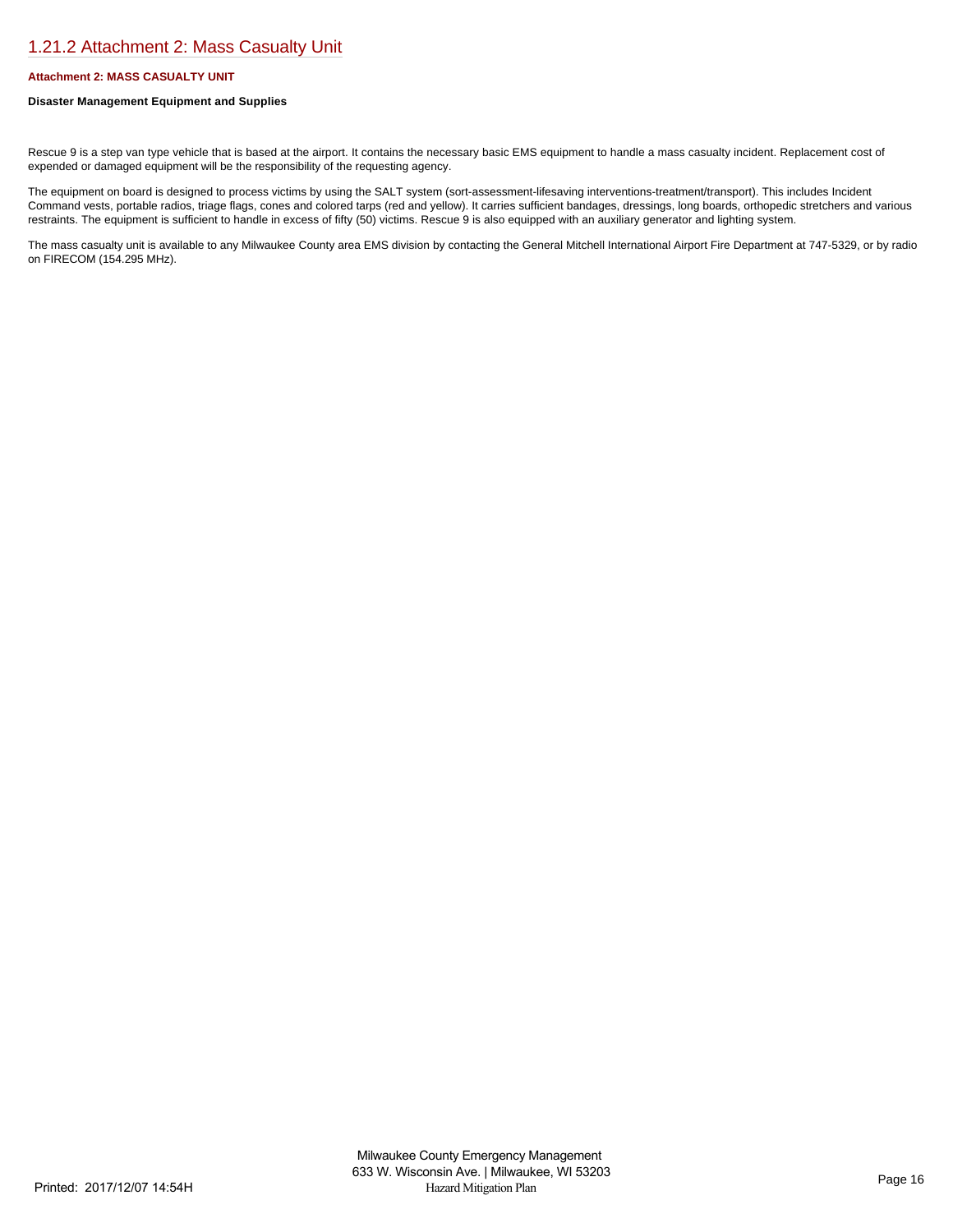## 1.21.2 Attachment 2: Mass Casualty Unit

**Attachment 2: MASS CASUALTY UNIT**

**Disaster Management Equipment and Supplies**

Rescue 9 is a step van type vehicle that is based at the airport. It contains the necessary basic EMS equipment to handle a mass casualty incident. Replacement cost of expended or damaged equipment will be the responsibility of the requesting agency.

The equipment on board is designed to process victims by using the SALT system (sort-assessment-lifesaving interventions-treatment/transport). This includes Incident Command vests, portable radios, triage flags, cones and colored tarps (red and yellow). It carries sufficient bandages, dressings, long boards, orthopedic stretchers and various restraints. The equipment is sufficient to handle in excess of fifty (50) victims. Rescue 9 is also equipped with an auxiliary generator and lighting system.

The mass casualty unit is available to any Milwaukee County area EMS division by contacting the General Mitchell International Airport Fire Department at 747-5329, or by radio on FIRECOM (154.295 MHz).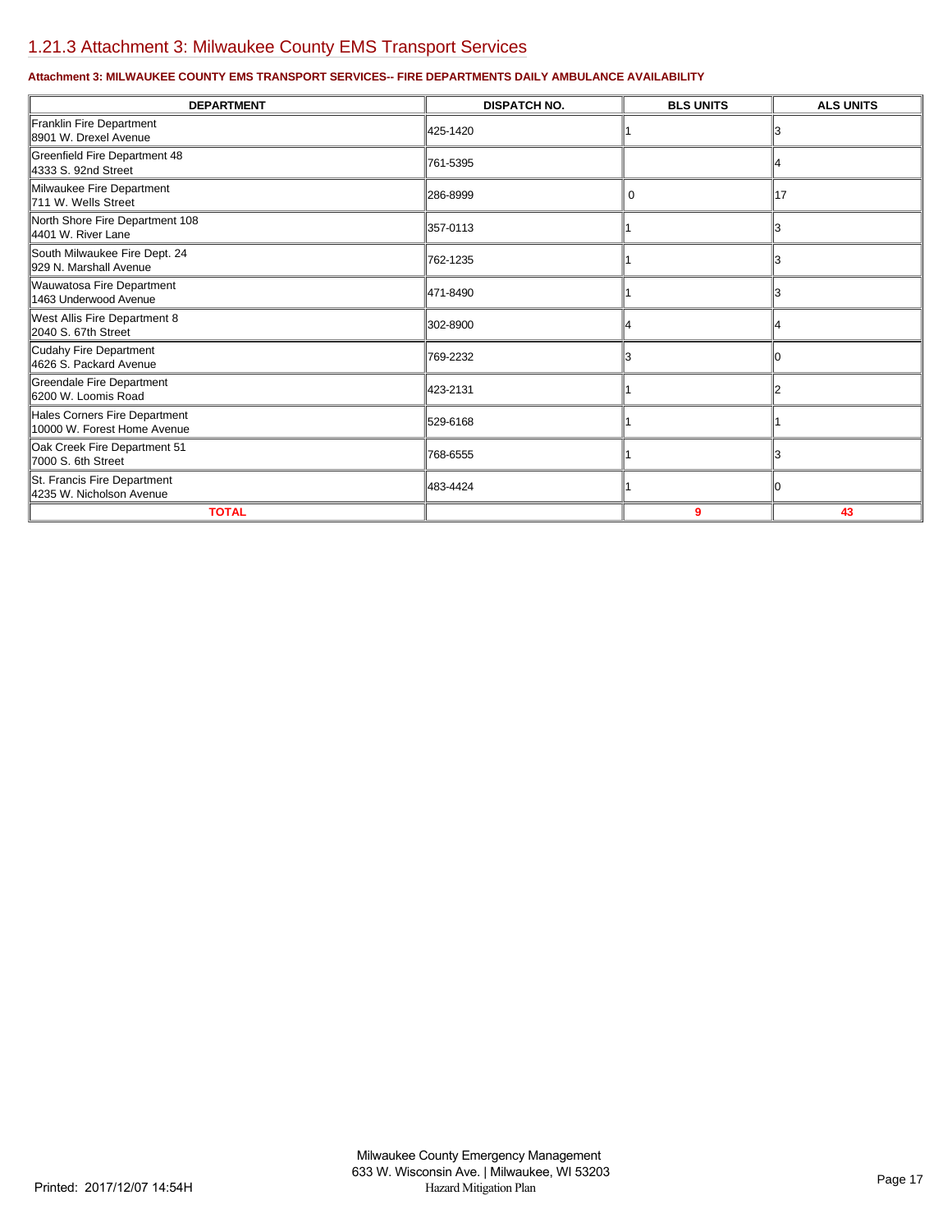## 1.21.3 Attachment 3: Milwaukee County EMS Transport Services

**Attachment 3: MILWAUKEE COUNTY EMS TRANSPORT SERVICES-- FIRE DEPARTMENTS DAILY AMBULANCE AVAILABILITY**

| DEPARTMENT | DISPATCH NO. | BLS UNITS | ALS UNITS |
|---|---|---|---|
| Franklin Fire Department<br>8901 W. Drexel Avenue | 425-1420 | 1 | 3 |
| Greenfield Fire Department 48<br>4333 S. 92nd Street | 761-5395 | | 4 |
| Milwaukee Fire Department<br>711 W. Wells Street | 286-8999 | 0 | 17 |
| North Shore Fire Department 108<br>4401 W. River Lane | 357-0113 | 1 | 3 |
| South Milwaukee Fire Dept. 24<br>929 N. Marshall Avenue | 762-1235 | 1 | 3 |
| Wauwatosa Fire Department<br>1463 Underwood Avenue | 471-8490 | 1 | 3 |
| West Allis Fire Department 8<br>2040 S. 67th Street | 302-8900 | 4 | 4 |
| Cudahy Fire Department<br>4626 S. Packard Avenue | 769-2232 | 3 | 0 |
| Greendale Fire Department<br>6200 W. Loomis Road | 423-2131 | 1 | 2 |
| Hales Corners Fire Department<br>10000 W. Forest Home Avenue | 529-6168 | 1 | 1 |
| Oak Creek Fire Department 51<br>7000 S. 6th Street | 768-6555 | 1 | 3 |
| St. Francis Fire Department<br>4235 W. Nicholson Avenue | 483-4424 | 1 | 0 |
| **TOTAL** | | **9** | **43** |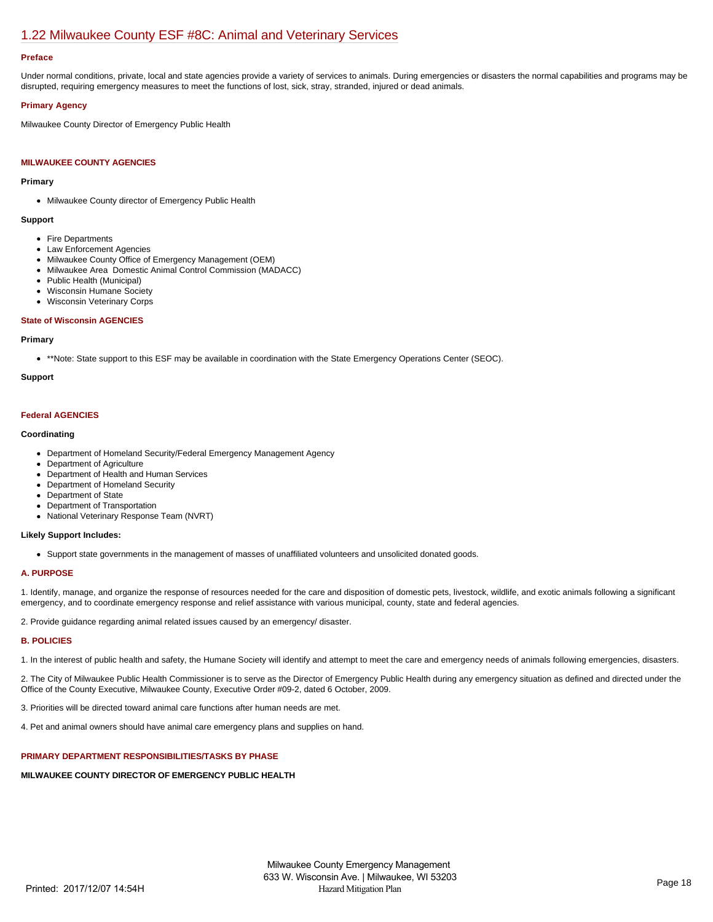## 1.22 Milwaukee County ESF #8C: Animal and Veterinary Services

### Preface

Under normal conditions, private, local and state agencies provide a variety of services to animals. During emergencies or disasters the normal capabilities and programs may be disrupted, requiring emergency measures to meet the functions of lost, sick, stray, stranded, injured or dead animals.

### Primary Agency

Milwaukee County Director of Emergency Public Health

### MILWAUKEE COUNTY AGENCIES

**Primary**

- Milwaukee County director of Emergency Public Health

**Support**

- Fire Departments
- Law Enforcement Agencies
- Milwaukee County Office of Emergency Management (OEM)
- Milwaukee Area Domestic Animal Control Commission (MADACC)
- Public Health (Municipal)
- Wisconsin Humane Society
- Wisconsin Veterinary Corps

### State of Wisconsin AGENCIES

**Primary**

- **Note: State support to this ESF may be available in coordination with the State Emergency Operations Center (SEOC).

**Support**

### Federal AGENCIES

**Coordinating**

- Department of Homeland Security/Federal Emergency Management Agency
- Department of Agriculture
- Department of Health and Human Services
- Department of Homeland Security
- Department of State
- Department of Transportation
- National Veterinary Response Team (NVRT)

**Likely Support Includes:**

- Support state governments in the management of masses of unaffiliated volunteers and unsolicited donated goods.

### A. PURPOSE

1. Identify, manage, and organize the response of resources needed for the care and disposition of domestic pets, livestock, wildlife, and exotic animals following a significant emergency, and to coordinate emergency response and relief assistance with various municipal, county, state and federal agencies.

2. Provide guidance regarding animal related issues caused by an emergency/ disaster.

### B. POLICIES

1. In the interest of public health and safety, the Humane Society will identify and attempt to meet the care and emergency needs of animals following emergencies, disasters.

2. The City of Milwaukee Public Health Commissioner is to serve as the Director of Emergency Public Health during any emergency situation as defined and directed under the Office of the County Executive, Milwaukee County, Executive Order #09-2, dated 6 October, 2009.

3. Priorities will be directed toward animal care functions after human needs are met.

4. Pet and animal owners should have animal care emergency plans and supplies on hand.

### PRIMARY DEPARTMENT RESPONSIBILITIES/TASKS BY PHASE

**MILWAUKEE COUNTY DIRECTOR OF EMERGENCY PUBLIC HEALTH**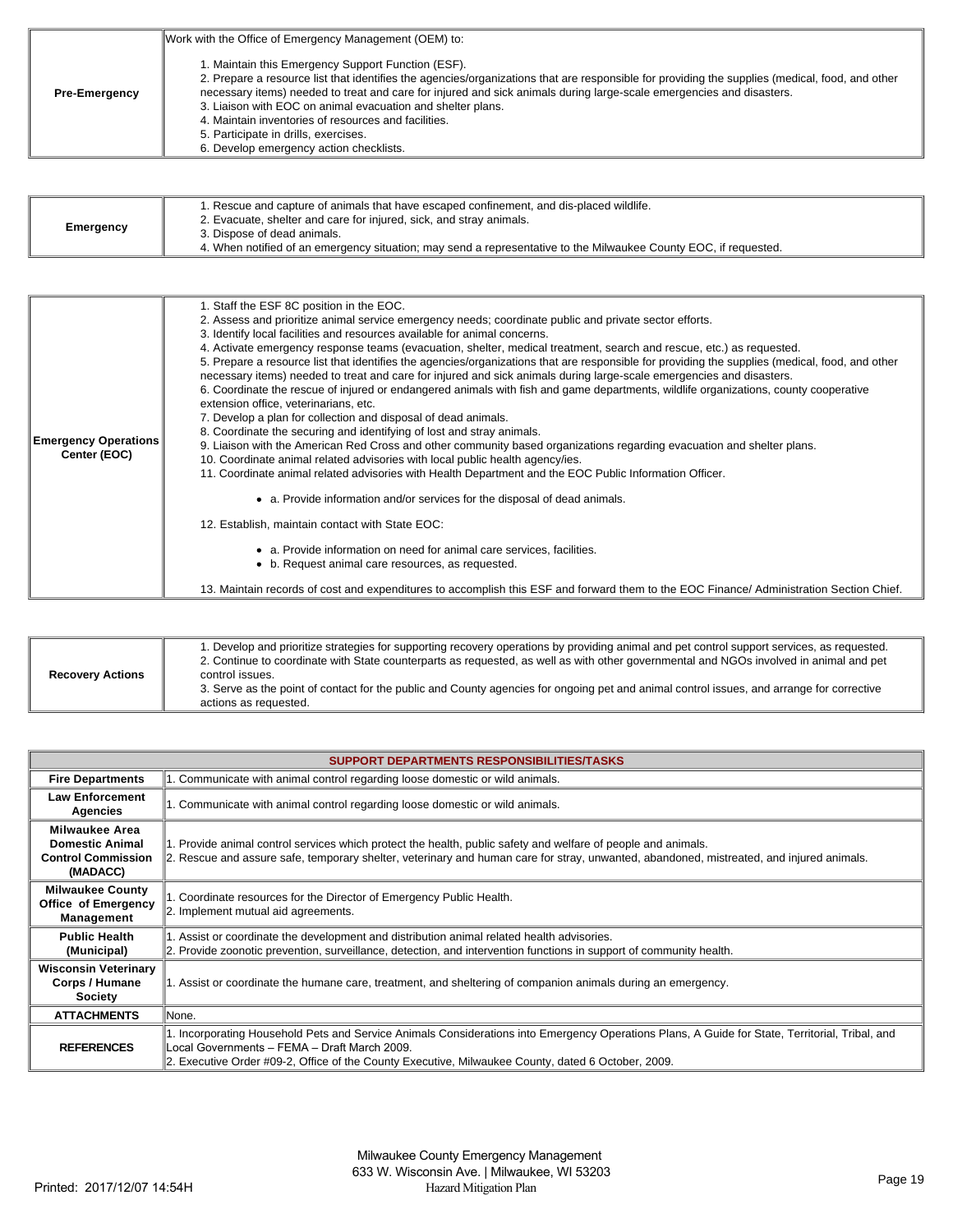| | |
|---|---|
| **Pre-Emergency** | Work with the Office of Emergency Management (OEM) to:<br><br>1. Maintain this Emergency Support Function (ESF).<br>2. Prepare a resource list that identifies the agencies/organizations that are responsible for providing the supplies (medical, food, and other necessary items) needed to treat and care for injured and sick animals during large-scale emergencies and disasters.<br>3. Liaison with EOC on animal evacuation and shelter plans.<br>4. Maintain inventories of resources and facilities.<br>5. Participate in drills, exercises.<br>6. Develop emergency action checklists. |

| | |
|---|---|
| **Emergency** | 1. Rescue and capture of animals that have escaped confinement, and dis-placed wildlife.<br>2. Evacuate, shelter and care for injured, sick, and stray animals.<br>3. Dispose of dead animals.<br>4. When notified of an emergency situation; may send a representative to the Milwaukee County EOC, if requested. |

| | |
|---|---|
| **Emergency Operations Center (EOC)** | 1. Staff the ESF 8C position in the EOC.<br>2. Assess and prioritize animal service emergency needs; coordinate public and private sector efforts.<br>3. Identify local facilities and resources available for animal concerns.<br>4. Activate emergency response teams (evacuation, shelter, medical treatment, search and rescue, etc.) as requested.<br>5. Prepare a resource list that identifies the agencies/organizations that are responsible for providing the supplies (medical, food, and other necessary items) needed to treat and care for injured and sick animals during large-scale emergencies and disasters.<br>6. Coordinate the rescue of injured or endangered animals with fish and game departments, wildlife organizations, county cooperative extension office, veterinarians, etc.<br>7. Develop a plan for collection and disposal of dead animals.<br>8. Coordinate the securing and identifying of lost and stray animals.<br>9. Liaison with the American Red Cross and other community based organizations regarding evacuation and shelter plans.<br>10. Coordinate animal related advisories with local public health agency/ies.<br>11. Coordinate animal related advisories with Health Department and the EOC Public Information Officer.<br><br>• a. Provide information and/or services for the disposal of dead animals.<br><br>12. Establish, maintain contact with State EOC:<br><br>• a. Provide information on need for animal care services, facilities.<br>• b. Request animal care resources, as requested.<br><br>13. Maintain records of cost and expenditures to accomplish this ESF and forward them to the EOC Finance/ Administration Section Chief. |

| | |
|---|---|
| **Recovery Actions** | 1. Develop and prioritize strategies for supporting recovery operations by providing animal and pet control support services, as requested.<br>2. Continue to coordinate with State counterparts as requested, as well as with other governmental and NGOs involved in animal and pet control issues.<br>3. Serve as the point of contact for the public and County agencies for ongoing pet and animal control issues, and arrange for corrective actions as requested. |

| SUPPORT DEPARTMENTS RESPONSIBILITIES/TASKS | |
|---|---|
| **Fire Departments** | 1. Communicate with animal control regarding loose domestic or wild animals. |
| **Law Enforcement Agencies** | 1. Communicate with animal control regarding loose domestic or wild animals. |
| **Milwaukee Area Domestic Animal Control Commission (MADACC)** | 1. Provide animal control services which protect the health, public safety and welfare of people and animals.<br>2. Rescue and assure safe, temporary shelter, veterinary and human care for stray, unwanted, abandoned, mistreated, and injured animals. |
| **Milwaukee County Office of Emergency Management** | 1. Coordinate resources for the Director of Emergency Public Health.<br>2. Implement mutual aid agreements. |
| **Public Health (Municipal)** | 1. Assist or coordinate the development and distribution animal related health advisories.<br>2. Provide zoonotic prevention, surveillance, detection, and intervention functions in support of community health. |
| **Wisconsin Veterinary Corps / Humane Society** | 1. Assist or coordinate the humane care, treatment, and sheltering of companion animals during an emergency. |
| **ATTACHMENTS** | None. |
| **REFERENCES** | 1. Incorporating Household Pets and Service Animals Considerations into Emergency Operations Plans, A Guide for State, Territorial, Tribal, and Local Governments – FEMA – Draft March 2009.<br>2. Executive Order #09-2, Office of the County Executive, Milwaukee County, dated 6 October, 2009. |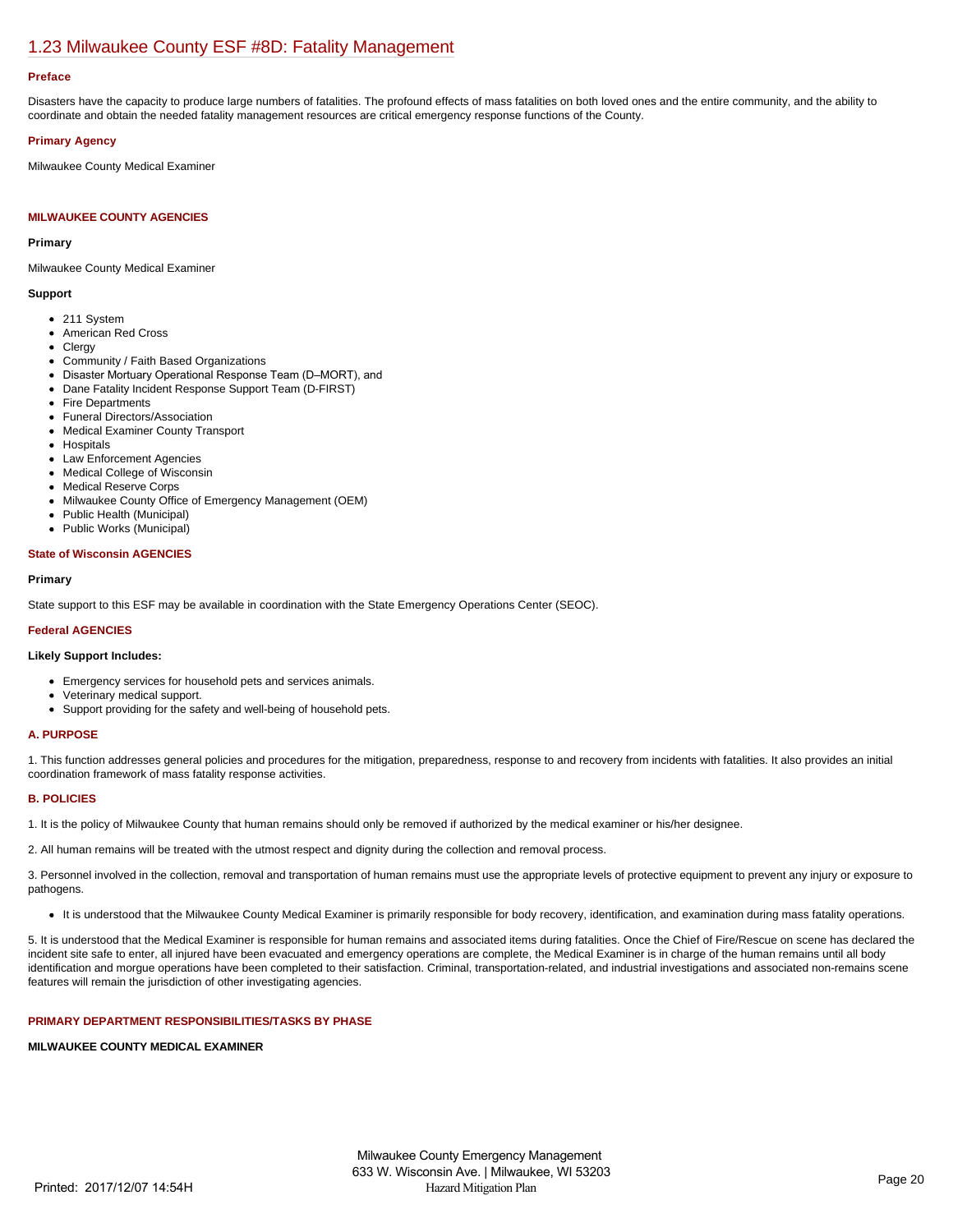## 1.23 Milwaukee County ESF #8D: Fatality Management

### Preface

Disasters have the capacity to produce large numbers of fatalities. The profound effects of mass fatalities on both loved ones and the entire community, and the ability to coordinate and obtain the needed fatality management resources are critical emergency response functions of the County.

### Primary Agency

Milwaukee County Medical Examiner

### MILWAUKEE COUNTY AGENCIES

**Primary**

Milwaukee County Medical Examiner

**Support**

- 211 System
- American Red Cross
- Clergy
- Community / Faith Based Organizations
- Disaster Mortuary Operational Response Team (D–MORT), and
- Dane Fatality Incident Response Support Team (D-FIRST)
- Fire Departments
- Funeral Directors/Association
- Medical Examiner County Transport
- Hospitals
- Law Enforcement Agencies
- Medical College of Wisconsin
- Medical Reserve Corps
- Milwaukee County Office of Emergency Management (OEM)
- Public Health (Municipal)
- Public Works (Municipal)

### State of Wisconsin AGENCIES

**Primary**

State support to this ESF may be available in coordination with the State Emergency Operations Center (SEOC).

### Federal AGENCIES

**Likely Support Includes:**

- Emergency services for household pets and services animals.
- Veterinary medical support.
- Support providing for the safety and well-being of household pets.

### A. PURPOSE

1. This function addresses general policies and procedures for the mitigation, preparedness, response to and recovery from incidents with fatalities. It also provides an initial coordination framework of mass fatality response activities.

### B. POLICIES

1. It is the policy of Milwaukee County that human remains should only be removed if authorized by the medical examiner or his/her designee.

2. All human remains will be treated with the utmost respect and dignity during the collection and removal process.

3. Personnel involved in the collection, removal and transportation of human remains must use the appropriate levels of protective equipment to prevent any injury or exposure to pathogens.

- It is understood that the Milwaukee County Medical Examiner is primarily responsible for body recovery, identification, and examination during mass fatality operations.

5. It is understood that the Medical Examiner is responsible for human remains and associated items during fatalities. Once the Chief of Fire/Rescue on scene has declared the incident site safe to enter, all injured have been evacuated and emergency operations are complete, the Medical Examiner is in charge of the human remains until all body identification and morgue operations have been completed to their satisfaction. Criminal, transportation-related, and industrial investigations and associated non-remains scene features will remain the jurisdiction of other investigating agencies.

### PRIMARY DEPARTMENT RESPONSIBILITIES/TASKS BY PHASE

**MILWAUKEE COUNTY MEDICAL EXAMINER**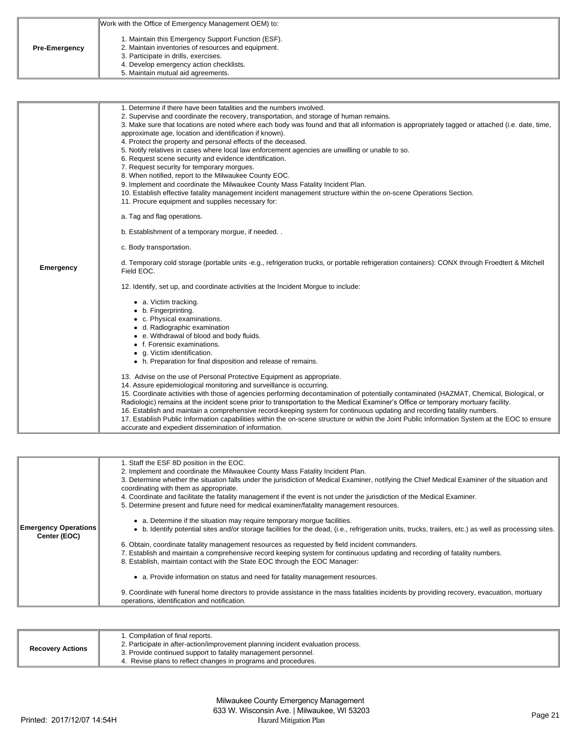| | |
|---|---|
| **Pre-Emergency** | Work with the Office of Emergency Management OEM) to:<br><br>1. Maintain this Emergency Support Function (ESF).<br>2. Maintain inventories of resources and equipment.<br>3. Participate in drills, exercises.<br>4. Develop emergency action checklists.<br>5. Maintain mutual aid agreements. |

| | |
|---|---|
| **Emergency** | 1. Determine if there have been fatalities and the numbers involved.<br>2. Supervise and coordinate the recovery, transportation, and storage of human remains.<br>3. Make sure that locations are noted where each body was found and that all information is appropriately tagged or attached (i.e. date, time, approximate age, location and identification if known).<br>4. Protect the property and personal effects of the deceased.<br>5. Notify relatives in cases where local law enforcement agencies are unwilling or unable to so.<br>6. Request scene security and evidence identification.<br>7. Request security for temporary morgues.<br>8. When notified, report to the Milwaukee County EOC.<br>9. Implement and coordinate the Milwaukee County Mass Fatality Incident Plan.<br>10. Establish effective fatality management incident management structure within the on-scene Operations Section.<br>11. Procure equipment and supplies necessary for:<br><br>a. Tag and flag operations.<br><br>b. Establishment of a temporary morgue, if needed. .<br><br>c. Body transportation.<br><br>d. Temporary cold storage (portable units -e.g., refrigeration trucks, or portable refrigeration containers): CONX through Froedtert & Mitchell Field EOC.<br><br>12. Identify, set up, and coordinate activities at the Incident Morgue to include:<br><br>• a. Victim tracking.<br>• b. Fingerprinting.<br>• c. Physical examinations.<br>• d. Radiographic examination<br>• e. Withdrawal of blood and body fluids.<br>• f. Forensic examinations.<br>• g. Victim identification.<br>• h. Preparation for final disposition and release of remains.<br><br>13. Advise on the use of Personal Protective Equipment as appropriate.<br>14. Assure epidemiological monitoring and surveillance is occurring.<br>15. Coordinate activities with those of agencies performing decontamination of potentially contaminated (HAZMAT, Chemical, Biological, or Radiologic) remains at the incident scene prior to transportation to the Medical Examiner's Office or temporary mortuary facility.<br>16. Establish and maintain a comprehensive record-keeping system for continuous updating and recording fatality numbers.<br>17. Establish Public Information capabilities within the on-scene structure or within the Joint Public Information System at the EOC to ensure accurate and expedient dissemination of information. |

| | |
|---|---|
| **Emergency Operations Center (EOC)** | 1. Staff the ESF 8D position in the EOC.<br>2. Implement and coordinate the Milwaukee County Mass Fatality Incident Plan.<br>3. Determine whether the situation falls under the jurisdiction of Medical Examiner, notifying the Chief Medical Examiner of the situation and coordinating with them as appropriate.<br>4. Coordinate and facilitate the fatality management if the event is not under the jurisdiction of the Medical Examiner.<br>5. Determine present and future need for medical examiner/fatality management resources.<br><br>• a. Determine if the situation may require temporary morgue facilities.<br>• b. Identify potential sites and/or storage facilities for the dead, (i.e., refrigeration units, trucks, trailers, etc.) as well as processing sites.<br><br>6. Obtain, coordinate fatality management resources as requested by field incident commanders.<br>7. Establish and maintain a comprehensive record keeping system for continuous updating and recording of fatality numbers.<br>8. Establish, maintain contact with the State EOC through the EOC Manager:<br><br>• a. Provide information on status and need for fatality management resources.<br><br>9. Coordinate with funeral home directors to provide assistance in the mass fatalities incidents by providing recovery, evacuation, mortuary operations, identification and notification. |

| | |
|---|---|
| **Recovery Actions** | 1. Compilation of final reports.<br>2. Participate in after-action/improvement planning incident evaluation process.<br>3. Provide continued support to fatality management personnel.<br>4. Revise plans to reflect changes in programs and procedures. |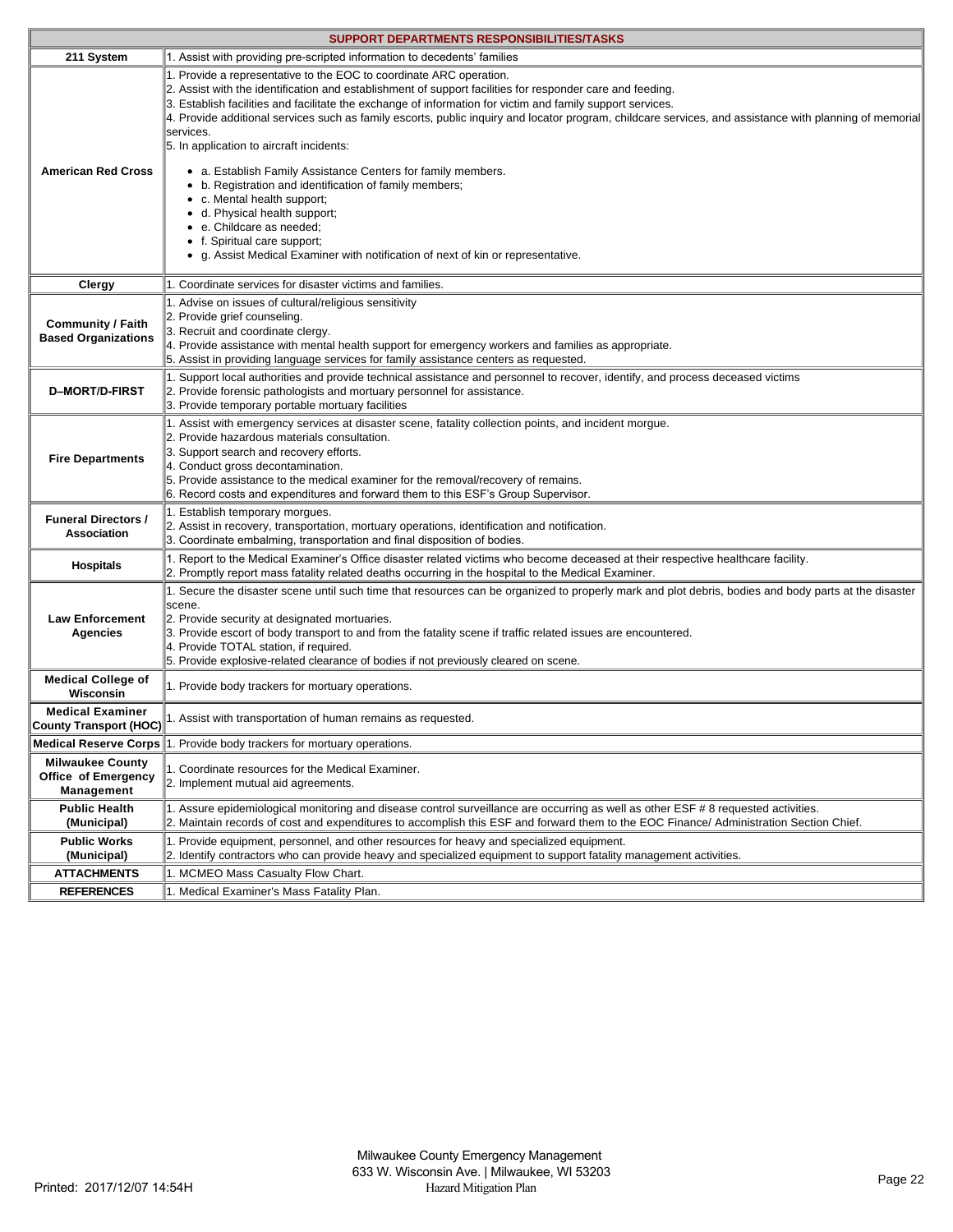| SUPPORT DEPARTMENTS RESPONSIBILITIES/TASKS | |
|---|---|
| **211 System** | 1. Assist with providing pre-scripted information to decedents' families |
| **American Red Cross** | 1. Provide a representative to the EOC to coordinate ARC operation.<br>2. Assist with the identification and establishment of support facilities for responder care and feeding.<br>3. Establish facilities and facilitate the exchange of information for victim and family support services.<br>4. Provide additional services such as family escorts, public inquiry and locator program, childcare services, and assistance with planning of memorial services.<br>5. In application to aircraft incidents:<br>• a. Establish Family Assistance Centers for family members.<br>• b. Registration and identification of family members;<br>• c. Mental health support;<br>• d. Physical health support;<br>• e. Childcare as needed;<br>• f. Spiritual care support;<br>• g. Assist Medical Examiner with notification of next of kin or representative. |
| **Clergy** | 1. Coordinate services for disaster victims and families. |
| **Community / Faith Based Organizations** | 1. Advise on issues of cultural/religious sensitivity<br>2. Provide grief counseling.<br>3. Recruit and coordinate clergy.<br>4. Provide assistance with mental health support for emergency workers and families as appropriate.<br>5. Assist in providing language services for family assistance centers as requested. |
| **D–MORT/D-FIRST** | 1. Support local authorities and provide technical assistance and personnel to recover, identify, and process deceased victims<br>2. Provide forensic pathologists and mortuary personnel for assistance.<br>3. Provide temporary portable mortuary facilities |
| **Fire Departments** | 1. Assist with emergency services at disaster scene, fatality collection points, and incident morgue.<br>2. Provide hazardous materials consultation.<br>3. Support search and recovery efforts.<br>4. Conduct gross decontamination.<br>5. Provide assistance to the medical examiner for the removal/recovery of remains.<br>6. Record costs and expenditures and forward them to this ESF's Group Supervisor. |
| **Funeral Directors / Association** | 1. Establish temporary morgues.<br>2. Assist in recovery, transportation, mortuary operations, identification and notification.<br>3. Coordinate embalming, transportation and final disposition of bodies. |
| **Hospitals** | 1. Report to the Medical Examiner's Office disaster related victims who become deceased at their respective healthcare facility.<br>2. Promptly report mass fatality related deaths occurring in the hospital to the Medical Examiner. |
| **Law Enforcement Agencies** | 1. Secure the disaster scene until such time that resources can be organized to properly mark and plot debris, bodies and body parts at the disaster scene.<br>2. Provide security at designated mortuaries.<br>3. Provide escort of body transport to and from the fatality scene if traffic related issues are encountered.<br>4. Provide TOTAL station, if required.<br>5. Provide explosive-related clearance of bodies if not previously cleared on scene. |
| **Medical College of Wisconsin** | 1. Provide body trackers for mortuary operations. |
| **Medical Examiner County Transport (HOC)** | 1. Assist with transportation of human remains as requested. |
| **Medical Reserve Corps** | 1. Provide body trackers for mortuary operations. |
| **Milwaukee County Office of Emergency Management** | 1. Coordinate resources for the Medical Examiner.<br>2. Implement mutual aid agreements. |
| **Public Health (Municipal)** | 1. Assure epidemiological monitoring and disease control surveillance are occurring as well as other ESF # 8 requested activities.<br>2. Maintain records of cost and expenditures to accomplish this ESF and forward them to the EOC Finance/ Administration Section Chief. |
| **Public Works (Municipal)** | 1. Provide equipment, personnel, and other resources for heavy and specialized equipment.<br>2. Identify contractors who can provide heavy and specialized equipment to support fatality management activities. |
| **ATTACHMENTS** | 1. MCMEO Mass Casualty Flow Chart. |
| **REFERENCES** | 1. Medical Examiner's Mass Fatality Plan. |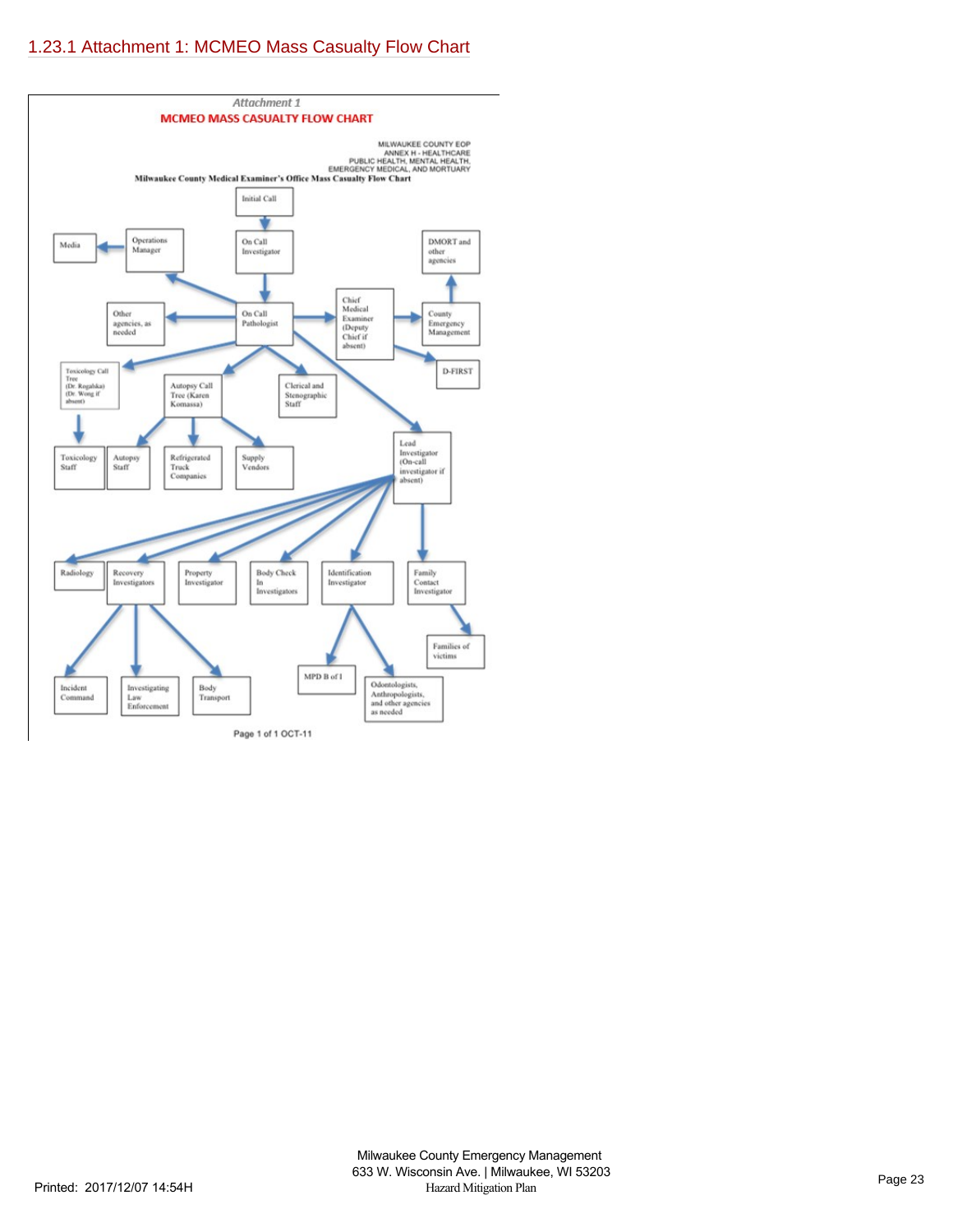## 1.23.1 Attachment 1: MCMEO Mass Casualty Flow Chart

*Attachment 1*

**MCMEO MASS CASUALTY FLOW CHART**

MILWAUKEE COUNTY EOP
ANNEX H - HEALTHCARE
PUBLIC HEALTH, MENTAL HEALTH,
EMERGENCY MEDICAL, AND MORTUARY

**Milwaukee County Medical Examiner's Office Mass Casualty Flow Chart**

- Initial Call → On Call Investigator
- On Call Investigator → On Call Pathologist
- On Call Pathologist → Operations Manager
- Operations Manager → Media
- On Call Pathologist → Other agencies, as needed
- On Call Pathologist → Chief Medical Examiner (Deputy Chief if absent)
- Chief Medical Examiner (Deputy Chief if absent) → County Emergency Management
- County Emergency Management → DMORT and other agencies
- Chief Medical Examiner (Deputy Chief if absent) → D-FIRST
- On Call Pathologist → Toxicology Call Tree (Dr. Rogalska) (Dr. Wong if absent)
- Toxicology Call Tree → Toxicology Staff
- On Call Pathologist → Autopsy Call Tree (Karen Komassa)
- Autopsy Call Tree (Karen Komassa) → Autopsy Staff
- Autopsy Call Tree (Karen Komassa) → Refrigerated Truck Companies
- Autopsy Call Tree (Karen Komassa) → Supply Vendors
- On Call Pathologist → Clerical and Stenographic Staff
- On Call Pathologist → Lead Investigator (On-call investigator if absent)
- Lead Investigator → Radiology
- Lead Investigator → Recovery Investigators
- Recovery Investigators → Incident Command
- Recovery Investigators → Investigating Law Enforcement
- Recovery Investigators → Body Transport
- Lead Investigator → Property Investigator
- Lead Investigator → Body Check In Investigators
- Lead Investigator → Identification Investigator
- Identification Investigator → MPD B of I
- Identification Investigator → Odontologists, Anthropologists, and other agencies as needed
- Lead Investigator → Family Contact Investigator
- Family Contact Investigator → Families of victims

Page 1 of 1 OCT-11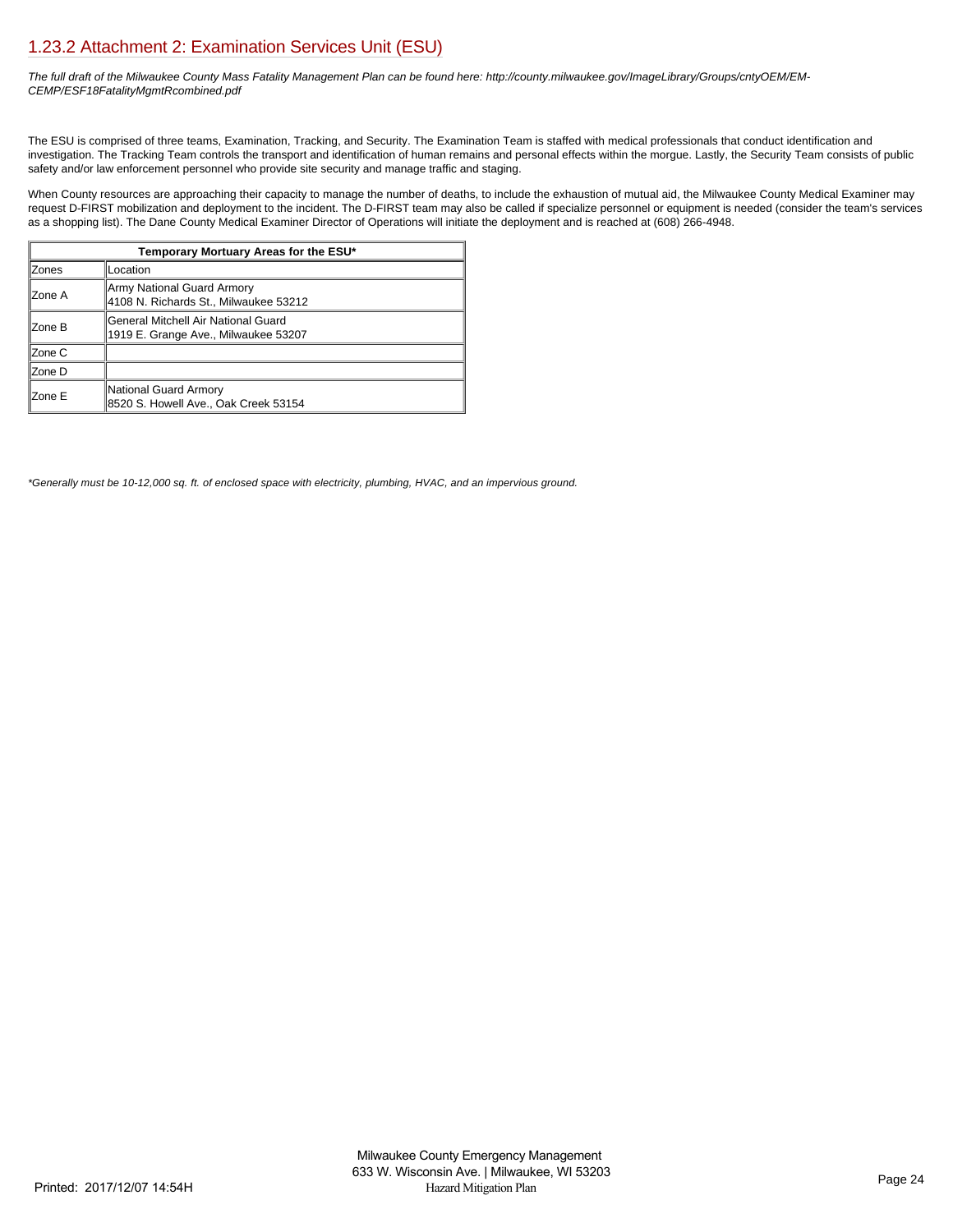## 1.23.2 Attachment 2: Examination Services Unit (ESU)

*The full draft of the Milwaukee County Mass Fatality Management Plan can be found here: http://county.milwaukee.gov/ImageLibrary/Groups/cntyOEM/EM-CEMP/ESF18FatalityMgmtRcombined.pdf*

The ESU is comprised of three teams, Examination, Tracking, and Security. The Examination Team is staffed with medical professionals that conduct identification and investigation. The Tracking Team controls the transport and identification of human remains and personal effects within the morgue. Lastly, the Security Team consists of public safety and/or law enforcement personnel who provide site security and manage traffic and staging.

When County resources are approaching their capacity to manage the number of deaths, to include the exhaustion of mutual aid, the Milwaukee County Medical Examiner may request D-FIRST mobilization and deployment to the incident. The D-FIRST team may also be called if specialize personnel or equipment is needed (consider the team's services as a shopping list). The Dane County Medical Examiner Director of Operations will initiate the deployment and is reached at (608) 266-4948.

| Temporary Mortuary Areas for the ESU* | |
|---|---|
| Zones | Location |
| Zone A | Army National Guard Armory<br>4108 N. Richards St., Milwaukee 53212 |
| Zone B | General Mitchell Air National Guard<br>1919 E. Grange Ave., Milwaukee 53207 |
| Zone C | |
| Zone D | |
| Zone E | National Guard Armory<br>8520 S. Howell Ave., Oak Creek 53154 |

*\*Generally must be 10-12,000 sq. ft. of enclosed space with electricity, plumbing, HVAC, and an impervious ground.*